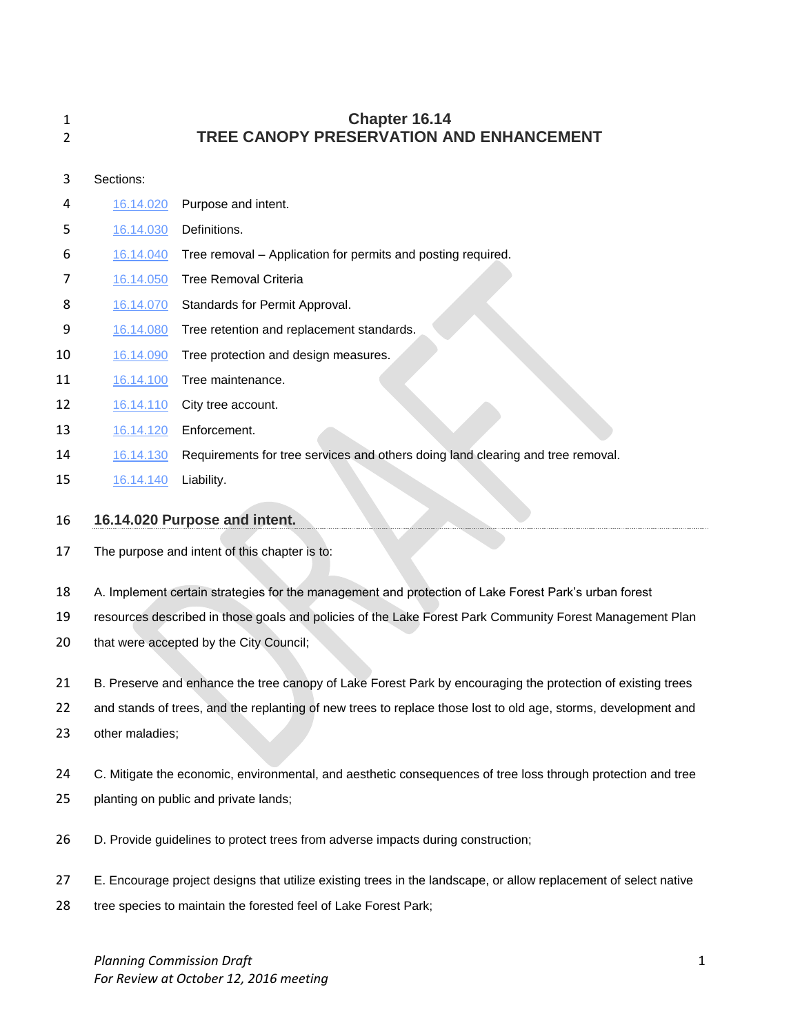# Chapter 16.14
# TREE CANOPY PRESERVATION AND ENHANCEMENT

Sections:

| | |
|---|---|
| 16.14.020 | Purpose and intent. |
| 16.14.030 | Definitions. |
| 16.14.040 | Tree removal – Application for permits and posting required. |
| 16.14.050 | Tree Removal Criteria |
| 16.14.070 | Standards for Permit Approval. |
| 16.14.080 | Tree retention and replacement standards. |
| 16.14.090 | Tree protection and design measures. |
| 16.14.100 | Tree maintenance. |
| 16.14.110 | City tree account. |
| 16.14.120 | Enforcement. |
| 16.14.130 | Requirements for tree services and others doing land clearing and tree removal. |
| 16.14.140 | Liability. |

## 16.14.020 Purpose and intent.

The purpose and intent of this chapter is to:

A. Implement certain strategies for the management and protection of Lake Forest Park's urban forest resources described in those goals and policies of the Lake Forest Park Community Forest Management Plan that were accepted by the City Council;

B. Preserve and enhance the tree canopy of Lake Forest Park by encouraging the protection of existing trees and stands of trees, and the replanting of new trees to replace those lost to old age, storms, development and other maladies;

C. Mitigate the economic, environmental, and aesthetic consequences of tree loss through protection and tree planting on public and private lands;

D. Provide guidelines to protect trees from adverse impacts during construction;

E. Encourage project designs that utilize existing trees in the landscape, or allow replacement of select native tree species to maintain the forested feel of Lake Forest Park;

*Planning Commission Draft*
*For Review at October 12, 2016 meeting*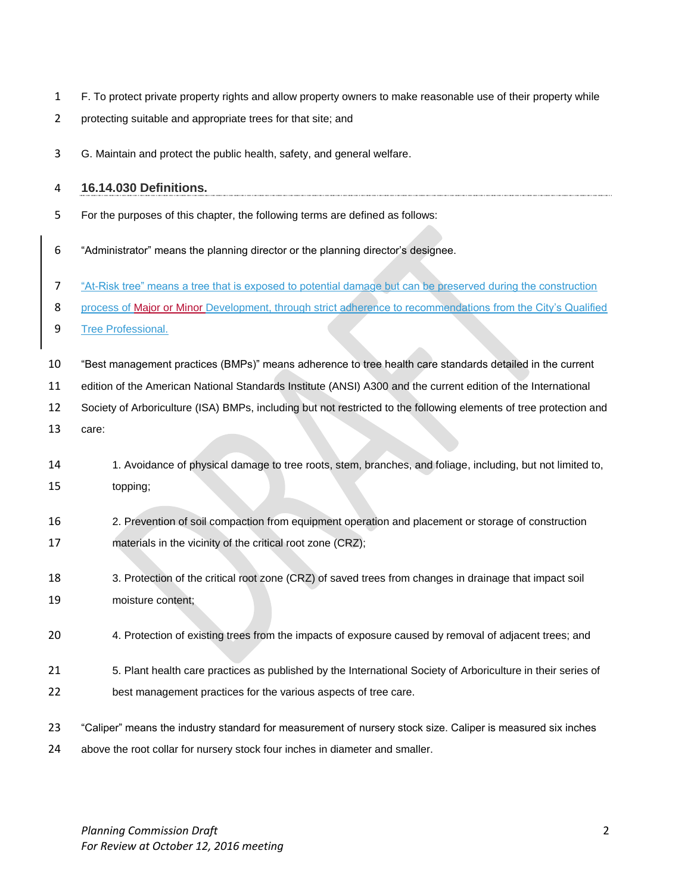F. To protect private property rights and allow property owners to make reasonable use of their property while protecting suitable and appropriate trees for that site; and

G. Maintain and protect the public health, safety, and general welfare.

### 16.14.030 Definitions.

For the purposes of this chapter, the following terms are defined as follows:

"Administrator" means the planning director or the planning director's designee.

"At-Risk tree" means a tree that is exposed to potential damage but can be preserved during the construction process of Major or Minor Development, through strict adherence to recommendations from the City's Qualified Tree Professional.

"Best management practices (BMPs)" means adherence to tree health care standards detailed in the current edition of the American National Standards Institute (ANSI) A300 and the current edition of the International Society of Arboriculture (ISA) BMPs, including but not restricted to the following elements of tree protection and care:

1. Avoidance of physical damage to tree roots, stem, branches, and foliage, including, but not limited to, topping;

2. Prevention of soil compaction from equipment operation and placement or storage of construction materials in the vicinity of the critical root zone (CRZ);

3. Protection of the critical root zone (CRZ) of saved trees from changes in drainage that impact soil moisture content;

4. Protection of existing trees from the impacts of exposure caused by removal of adjacent trees; and

5. Plant health care practices as published by the International Society of Arboriculture in their series of best management practices for the various aspects of tree care.

"Caliper" means the industry standard for measurement of nursery stock size. Caliper is measured six inches above the root collar for nursery stock four inches in diameter and smaller.

*Planning Commission Draft*
*For Review at October 12, 2016 meeting*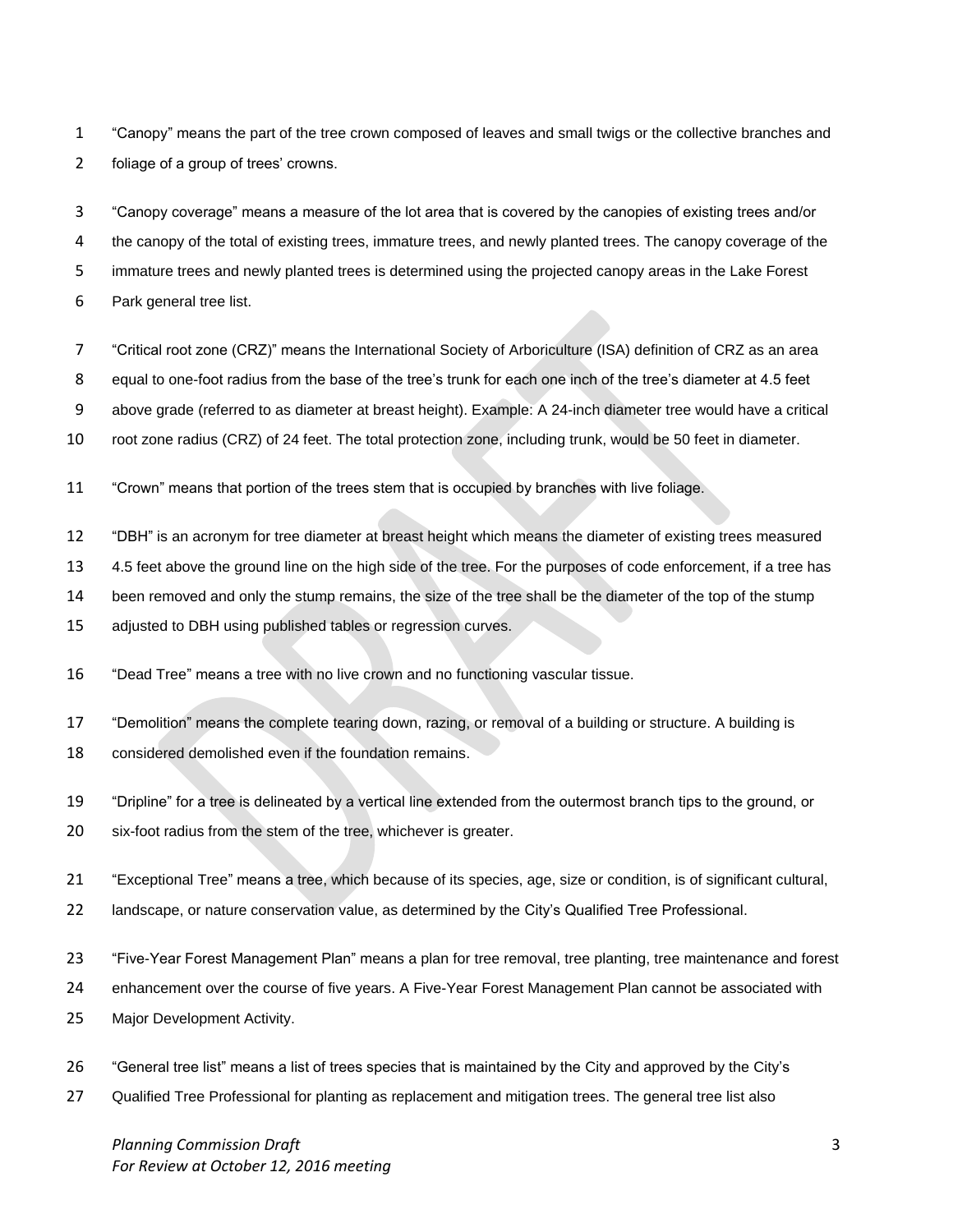"Canopy" means the part of the tree crown composed of leaves and small twigs or the collective branches and foliage of a group of trees' crowns.

"Canopy coverage" means a measure of the lot area that is covered by the canopies of existing trees and/or the canopy of the total of existing trees, immature trees, and newly planted trees. The canopy coverage of the immature trees and newly planted trees is determined using the projected canopy areas in the Lake Forest Park general tree list.

"Critical root zone (CRZ)" means the International Society of Arboriculture (ISA) definition of CRZ as an area equal to one-foot radius from the base of the tree's trunk for each one inch of the tree's diameter at 4.5 feet above grade (referred to as diameter at breast height). Example: A 24-inch diameter tree would have a critical root zone radius (CRZ) of 24 feet. The total protection zone, including trunk, would be 50 feet in diameter.

"Crown" means that portion of the trees stem that is occupied by branches with live foliage.

"DBH" is an acronym for tree diameter at breast height which means the diameter of existing trees measured 4.5 feet above the ground line on the high side of the tree. For the purposes of code enforcement, if a tree has been removed and only the stump remains, the size of the tree shall be the diameter of the top of the stump adjusted to DBH using published tables or regression curves.

"Dead Tree" means a tree with no live crown and no functioning vascular tissue.

"Demolition" means the complete tearing down, razing, or removal of a building or structure. A building is considered demolished even if the foundation remains.

"Dripline" for a tree is delineated by a vertical line extended from the outermost branch tips to the ground, or six-foot radius from the stem of the tree, whichever is greater.

"Exceptional Tree" means a tree, which because of its species, age, size or condition, is of significant cultural, landscape, or nature conservation value, as determined by the City's Qualified Tree Professional.

"Five-Year Forest Management Plan" means a plan for tree removal, tree planting, tree maintenance and forest enhancement over the course of five years. A Five-Year Forest Management Plan cannot be associated with Major Development Activity.

"General tree list" means a list of trees species that is maintained by the City and approved by the City's Qualified Tree Professional for planting as replacement and mitigation trees. The general tree list also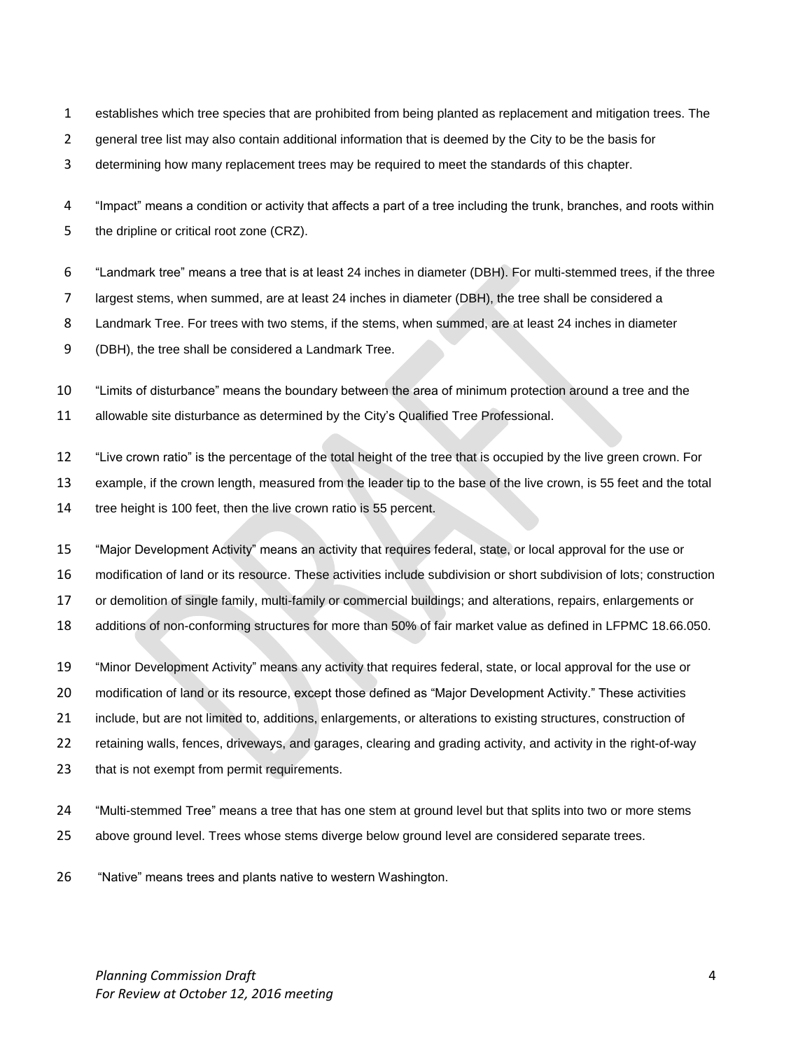establishes which tree species that are prohibited from being planted as replacement and mitigation trees. The general tree list may also contain additional information that is deemed by the City to be the basis for determining how many replacement trees may be required to meet the standards of this chapter.

"Impact" means a condition or activity that affects a part of a tree including the trunk, branches, and roots within the dripline or critical root zone (CRZ).

"Landmark tree" means a tree that is at least 24 inches in diameter (DBH). For multi-stemmed trees, if the three largest stems, when summed, are at least 24 inches in diameter (DBH), the tree shall be considered a Landmark Tree. For trees with two stems, if the stems, when summed, are at least 24 inches in diameter (DBH), the tree shall be considered a Landmark Tree.

"Limits of disturbance" means the boundary between the area of minimum protection around a tree and the allowable site disturbance as determined by the City's Qualified Tree Professional.

"Live crown ratio" is the percentage of the total height of the tree that is occupied by the live green crown. For example, if the crown length, measured from the leader tip to the base of the live crown, is 55 feet and the total tree height is 100 feet, then the live crown ratio is 55 percent.

"Major Development Activity" means an activity that requires federal, state, or local approval for the use or modification of land or its resource. These activities include subdivision or short subdivision of lots; construction or demolition of single family, multi-family or commercial buildings; and alterations, repairs, enlargements or additions of non-conforming structures for more than 50% of fair market value as defined in LFPMC 18.66.050.

"Minor Development Activity" means any activity that requires federal, state, or local approval for the use or modification of land or its resource, except those defined as "Major Development Activity." These activities include, but are not limited to, additions, enlargements, or alterations to existing structures, construction of retaining walls, fences, driveways, and garages, clearing and grading activity, and activity in the right-of-way that is not exempt from permit requirements.

"Multi-stemmed Tree" means a tree that has one stem at ground level but that splits into two or more stems above ground level. Trees whose stems diverge below ground level are considered separate trees.

"Native" means trees and plants native to western Washington.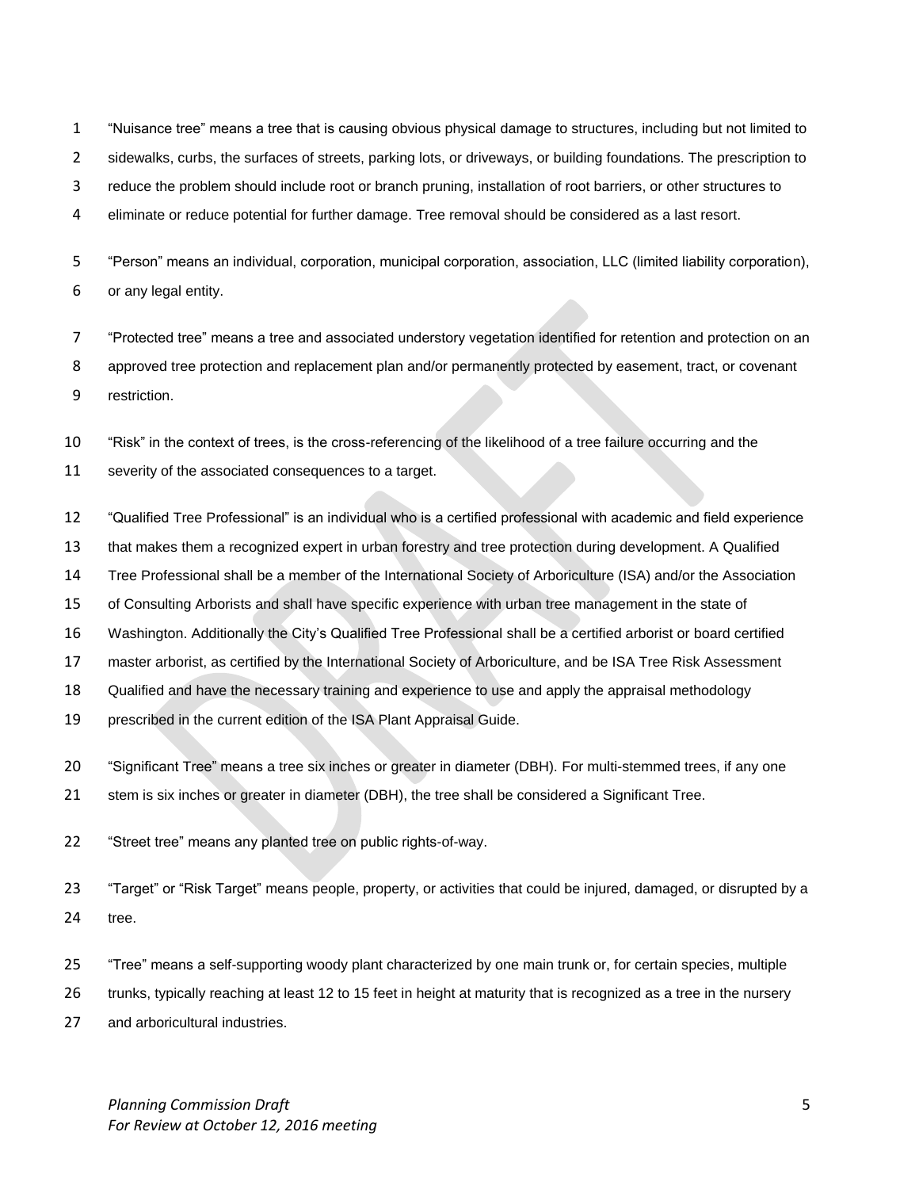"Nuisance tree" means a tree that is causing obvious physical damage to structures, including but not limited to sidewalks, curbs, the surfaces of streets, parking lots, or driveways, or building foundations. The prescription to reduce the problem should include root or branch pruning, installation of root barriers, or other structures to eliminate or reduce potential for further damage. Tree removal should be considered as a last resort.

"Person" means an individual, corporation, municipal corporation, association, LLC (limited liability corporation), or any legal entity.

"Protected tree" means a tree and associated understory vegetation identified for retention and protection on an approved tree protection and replacement plan and/or permanently protected by easement, tract, or covenant restriction.

"Risk" in the context of trees, is the cross-referencing of the likelihood of a tree failure occurring and the severity of the associated consequences to a target.

"Qualified Tree Professional" is an individual who is a certified professional with academic and field experience that makes them a recognized expert in urban forestry and tree protection during development. A Qualified Tree Professional shall be a member of the International Society of Arboriculture (ISA) and/or the Association of Consulting Arborists and shall have specific experience with urban tree management in the state of Washington. Additionally the City's Qualified Tree Professional shall be a certified arborist or board certified master arborist, as certified by the International Society of Arboriculture, and be ISA Tree Risk Assessment Qualified and have the necessary training and experience to use and apply the appraisal methodology prescribed in the current edition of the ISA Plant Appraisal Guide.

"Significant Tree" means a tree six inches or greater in diameter (DBH). For multi-stemmed trees, if any one stem is six inches or greater in diameter (DBH), the tree shall be considered a Significant Tree.

"Street tree" means any planted tree on public rights-of-way.

"Target" or "Risk Target" means people, property, or activities that could be injured, damaged, or disrupted by a tree.

"Tree" means a self-supporting woody plant characterized by one main trunk or, for certain species, multiple trunks, typically reaching at least 12 to 15 feet in height at maturity that is recognized as a tree in the nursery and arboricultural industries.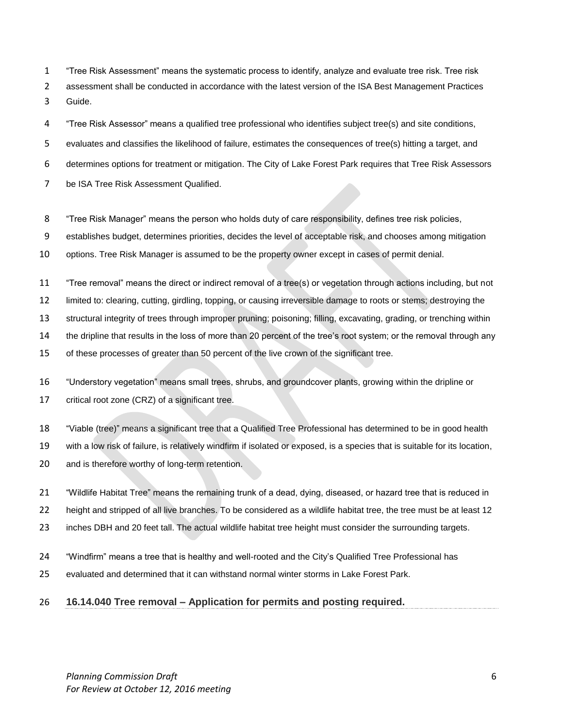"Tree Risk Assessment" means the systematic process to identify, analyze and evaluate tree risk. Tree risk assessment shall be conducted in accordance with the latest version of the ISA Best Management Practices Guide.

"Tree Risk Assessor" means a qualified tree professional who identifies subject tree(s) and site conditions, evaluates and classifies the likelihood of failure, estimates the consequences of tree(s) hitting a target, and determines options for treatment or mitigation. The City of Lake Forest Park requires that Tree Risk Assessors be ISA Tree Risk Assessment Qualified.

"Tree Risk Manager" means the person who holds duty of care responsibility, defines tree risk policies, establishes budget, determines priorities, decides the level of acceptable risk, and chooses among mitigation options. Tree Risk Manager is assumed to be the property owner except in cases of permit denial.

"Tree removal" means the direct or indirect removal of a tree(s) or vegetation through actions including, but not limited to: clearing, cutting, girdling, topping, or causing irreversible damage to roots or stems; destroying the structural integrity of trees through improper pruning; poisoning; filling, excavating, grading, or trenching within the dripline that results in the loss of more than 20 percent of the tree's root system; or the removal through any of these processes of greater than 50 percent of the live crown of the significant tree.

"Understory vegetation" means small trees, shrubs, and groundcover plants, growing within the dripline or critical root zone (CRZ) of a significant tree.

"Viable (tree)" means a significant tree that a Qualified Tree Professional has determined to be in good health with a low risk of failure, is relatively windfirm if isolated or exposed, is a species that is suitable for its location, and is therefore worthy of long-term retention.

"Wildlife Habitat Tree" means the remaining trunk of a dead, dying, diseased, or hazard tree that is reduced in height and stripped of all live branches. To be considered as a wildlife habitat tree, the tree must be at least 12 inches DBH and 20 feet tall. The actual wildlife habitat tree height must consider the surrounding targets.

"Windfirm" means a tree that is healthy and well-rooted and the City's Qualified Tree Professional has evaluated and determined that it can withstand normal winter storms in Lake Forest Park.

## 16.14.040 Tree removal – Application for permits and posting required.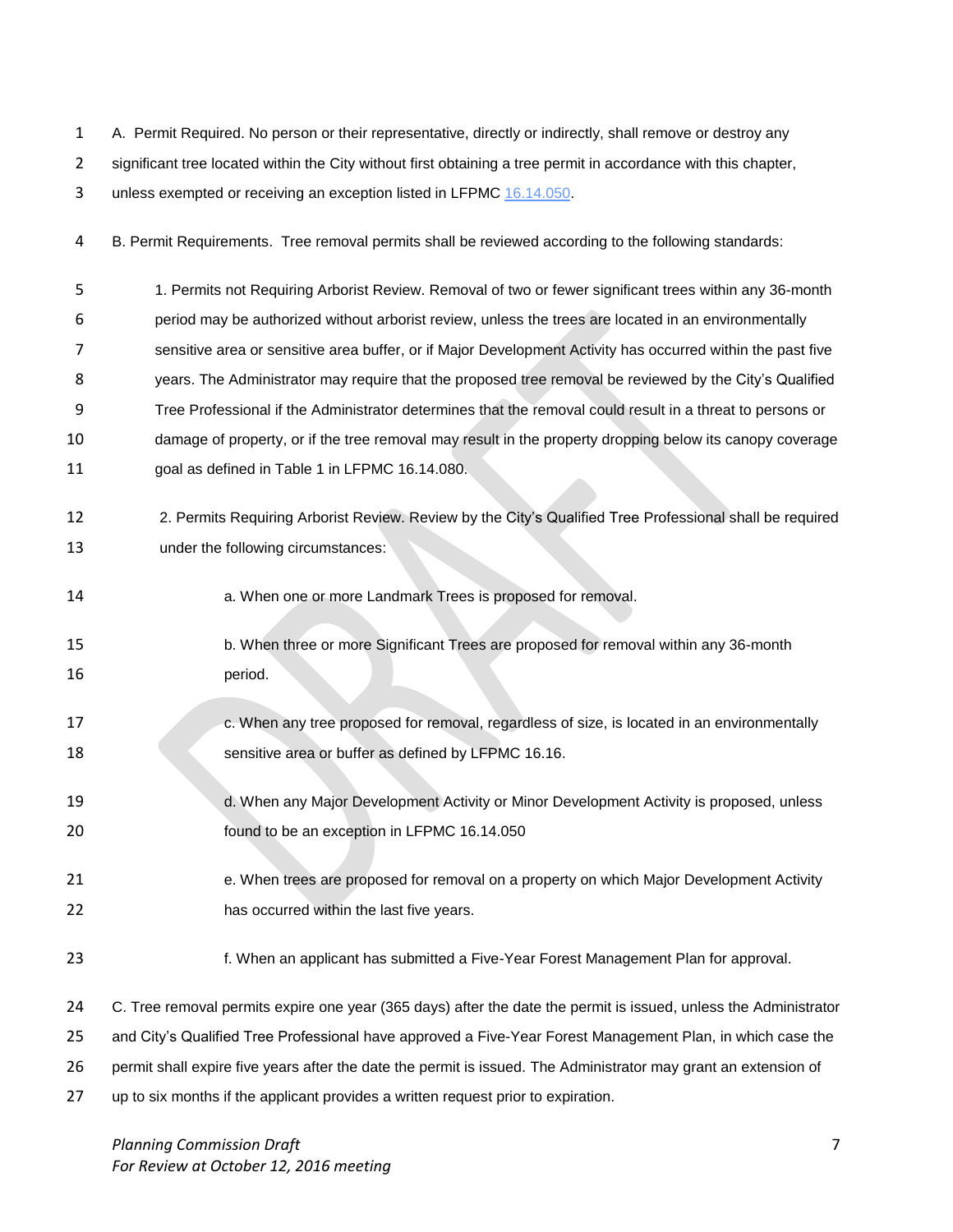A. Permit Required. No person or their representative, directly or indirectly, shall remove or destroy any significant tree located within the City without first obtaining a tree permit in accordance with this chapter, unless exempted or receiving an exception listed in LFPMC 16.14.050.

B. Permit Requirements. Tree removal permits shall be reviewed according to the following standards:

1. Permits not Requiring Arborist Review. Removal of two or fewer significant trees within any 36-month period may be authorized without arborist review, unless the trees are located in an environmentally sensitive area or sensitive area buffer, or if Major Development Activity has occurred within the past five years. The Administrator may require that the proposed tree removal be reviewed by the City's Qualified Tree Professional if the Administrator determines that the removal could result in a threat to persons or damage of property, or if the tree removal may result in the property dropping below its canopy coverage goal as defined in Table 1 in LFPMC 16.14.080.

2. Permits Requiring Arborist Review. Review by the City's Qualified Tree Professional shall be required under the following circumstances:

   a. When one or more Landmark Trees is proposed for removal.

   b. When three or more Significant Trees are proposed for removal within any 36-month period.

   c. When any tree proposed for removal, regardless of size, is located in an environmentally sensitive area or buffer as defined by LFPMC 16.16.

   d. When any Major Development Activity or Minor Development Activity is proposed, unless found to be an exception in LFPMC 16.14.050

   e. When trees are proposed for removal on a property on which Major Development Activity has occurred within the last five years.

   f. When an applicant has submitted a Five-Year Forest Management Plan for approval.

C. Tree removal permits expire one year (365 days) after the date the permit is issued, unless the Administrator and City's Qualified Tree Professional have approved a Five-Year Forest Management Plan, in which case the permit shall expire five years after the date the permit is issued. The Administrator may grant an extension of up to six months if the applicant provides a written request prior to expiration.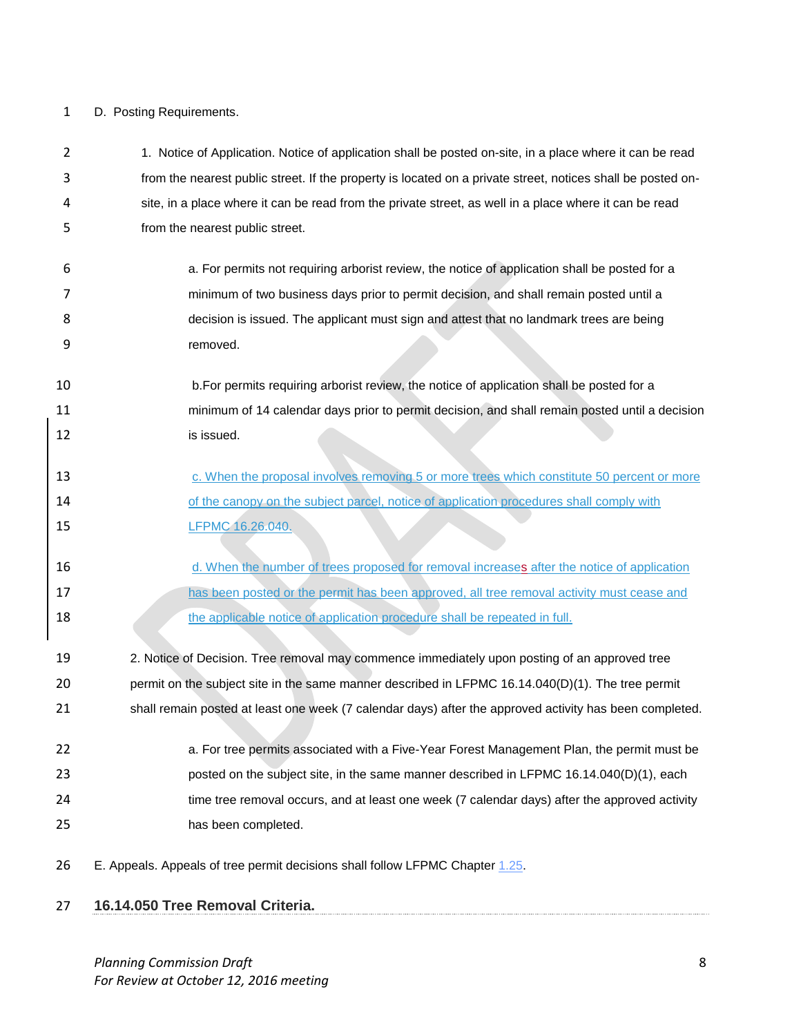D. Posting Requirements.

1. Notice of Application. Notice of application shall be posted on-site, in a place where it can be read from the nearest public street. If the property is located on a private street, notices shall be posted on-site, in a place where it can be read from the private street, as well in a place where it can be read from the nearest public street.

a. For permits not requiring arborist review, the notice of application shall be posted for a minimum of two business days prior to permit decision, and shall remain posted until a decision is issued. The applicant must sign and attest that no landmark trees are being removed.

b. For permits requiring arborist review, the notice of application shall be posted for a minimum of 14 calendar days prior to permit decision, and shall remain posted until a decision is issued.

c. When the proposal involves removing 5 or more trees which constitute 50 percent or more of the canopy on the subject parcel, notice of application procedures shall comply with LFPMC 16.26.040.

d. When the number of trees proposed for removal increases after the notice of application has been posted or the permit has been approved, all tree removal activity must cease and the applicable notice of application procedure shall be repeated in full.

2. Notice of Decision. Tree removal may commence immediately upon posting of an approved tree permit on the subject site in the same manner described in LFPMC 16.14.040(D)(1). The tree permit shall remain posted at least one week (7 calendar days) after the approved activity has been completed.

a. For tree permits associated with a Five-Year Forest Management Plan, the permit must be posted on the subject site, in the same manner described in LFPMC 16.14.040(D)(1), each time tree removal occurs, and at least one week (7 calendar days) after the approved activity has been completed.

E. Appeals. Appeals of tree permit decisions shall follow LFPMC Chapter 1.25.

## 16.14.050 Tree Removal Criteria.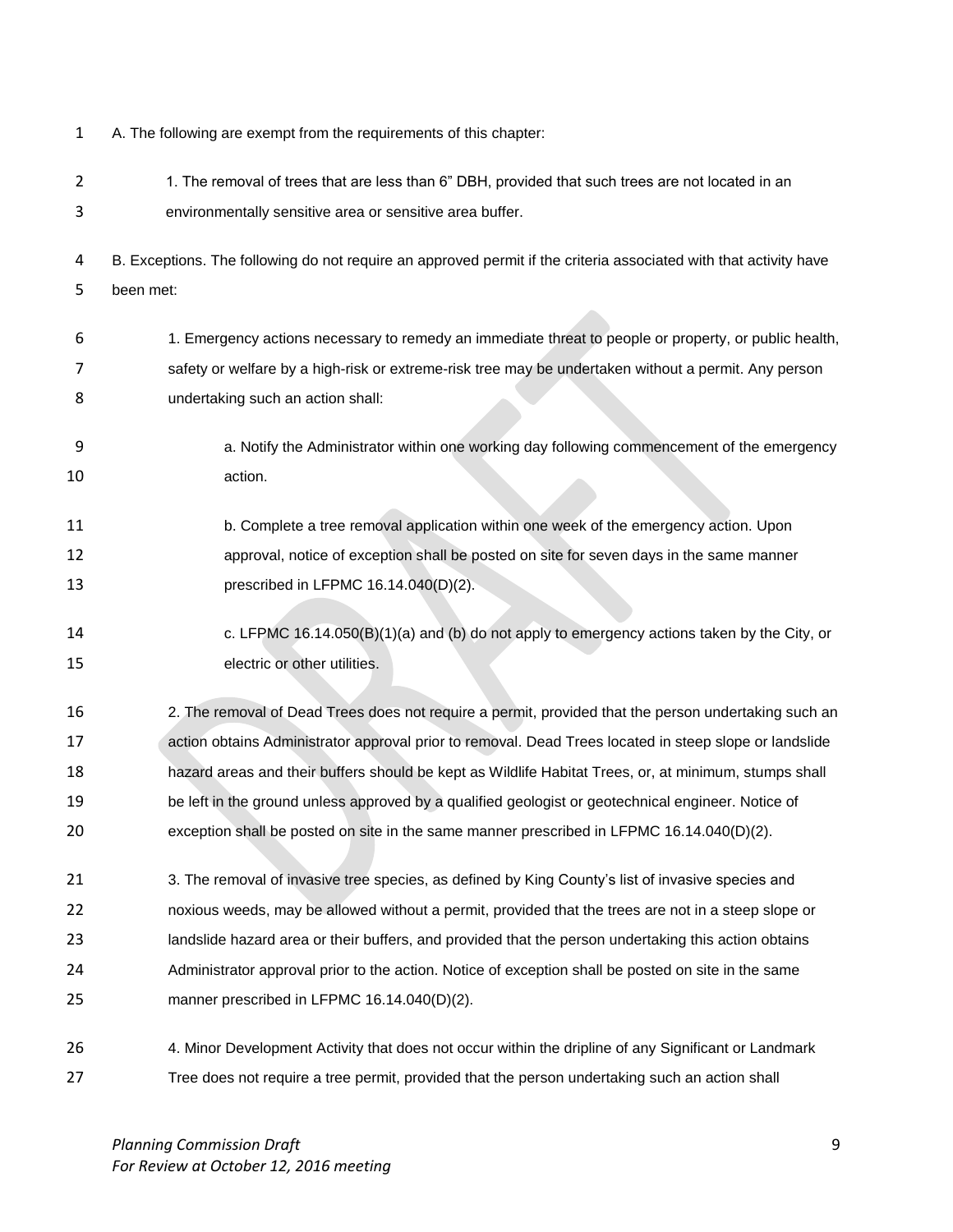A. The following are exempt from the requirements of this chapter:

1. The removal of trees that are less than 6" DBH, provided that such trees are not located in an environmentally sensitive area or sensitive area buffer.

B. Exceptions. The following do not require an approved permit if the criteria associated with that activity have been met:

1. Emergency actions necessary to remedy an immediate threat to people or property, or public health, safety or welfare by a high-risk or extreme-risk tree may be undertaken without a permit. Any person undertaking such an action shall:

   a. Notify the Administrator within one working day following commencement of the emergency action.

   b. Complete a tree removal application within one week of the emergency action. Upon approval, notice of exception shall be posted on site for seven days in the same manner prescribed in LFPMC 16.14.040(D)(2).

   c. LFPMC 16.14.050(B)(1)(a) and (b) do not apply to emergency actions taken by the City, or electric or other utilities.

2. The removal of Dead Trees does not require a permit, provided that the person undertaking such an action obtains Administrator approval prior to removal. Dead Trees located in steep slope or landslide hazard areas and their buffers should be kept as Wildlife Habitat Trees, or, at minimum, stumps shall be left in the ground unless approved by a qualified geologist or geotechnical engineer. Notice of exception shall be posted on site in the same manner prescribed in LFPMC 16.14.040(D)(2).

3. The removal of invasive tree species, as defined by King County's list of invasive species and noxious weeds, may be allowed without a permit, provided that the trees are not in a steep slope or landslide hazard area or their buffers, and provided that the person undertaking this action obtains Administrator approval prior to the action. Notice of exception shall be posted on site in the same manner prescribed in LFPMC 16.14.040(D)(2).

4. Minor Development Activity that does not occur within the dripline of any Significant or Landmark Tree does not require a tree permit, provided that the person undertaking such an action shall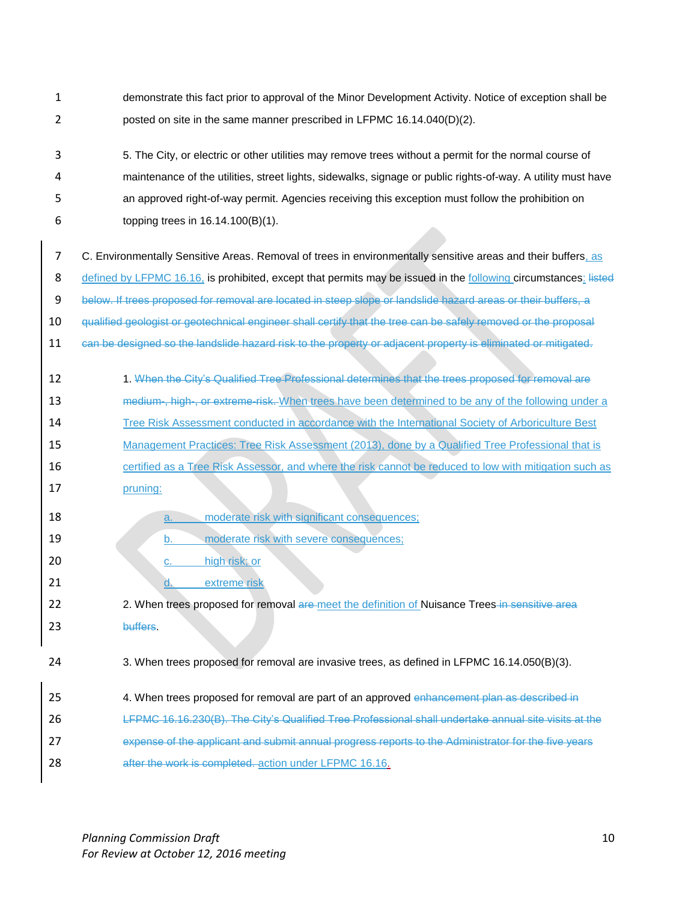demonstrate this fact prior to approval of the Minor Development Activity. Notice of exception shall be posted on site in the same manner prescribed in LFPMC 16.14.040(D)(2).

5. The City, or electric or other utilities may remove trees without a permit for the normal course of maintenance of the utilities, street lights, sidewalks, signage or public rights-of-way. A utility must have an approved right-of-way permit. Agencies receiving this exception must follow the prohibition on topping trees in 16.14.100(B)(1).

C. Environmentally Sensitive Areas. Removal of trees in environmentally sensitive areas and their buffers, as defined by LFPMC 16.16, is prohibited, except that permits may be issued in the following circumstances: ~~listed below. If trees proposed for removal are located in steep slope or landslide hazard areas or their buffers, a qualified geologist or geotechnical engineer shall certify that the tree can be safely removed or the proposal can be designed so the landslide hazard risk to the property or adjacent property is eliminated or mitigated.~~

1. ~~When the City's Qualified Tree Professional determines that the trees proposed for removal are medium-, high-, or extreme-risk.~~ When trees have been determined to be any of the following under a Tree Risk Assessment conducted in accordance with the International Society of Arboriculture Best Management Practices: Tree Risk Assessment (2013), done by a Qualified Tree Professional that is certified as a Tree Risk Assessor, and where the risk cannot be reduced to low with mitigation such as pruning:

   a. moderate risk with significant consequences;
   b. moderate risk with severe consequences;
   c. high risk; or
   d. extreme risk

2. When trees proposed for removal ~~are~~ meet the definition of Nuisance Trees ~~in sensitive area buffers~~.

3. When trees proposed for removal are invasive trees, as defined in LFPMC 16.14.050(B)(3).

4. When trees proposed for removal are part of an approved ~~enhancement plan as described in LFPMC 16.16.230(B). The City's Qualified Tree Professional shall undertake annual site visits at the expense of the applicant and submit annual progress reports to the Administrator for the five years after the work is completed.~~ action under LFPMC 16.16.

*Planning Commission Draft*
*For Review at October 12, 2016 meeting*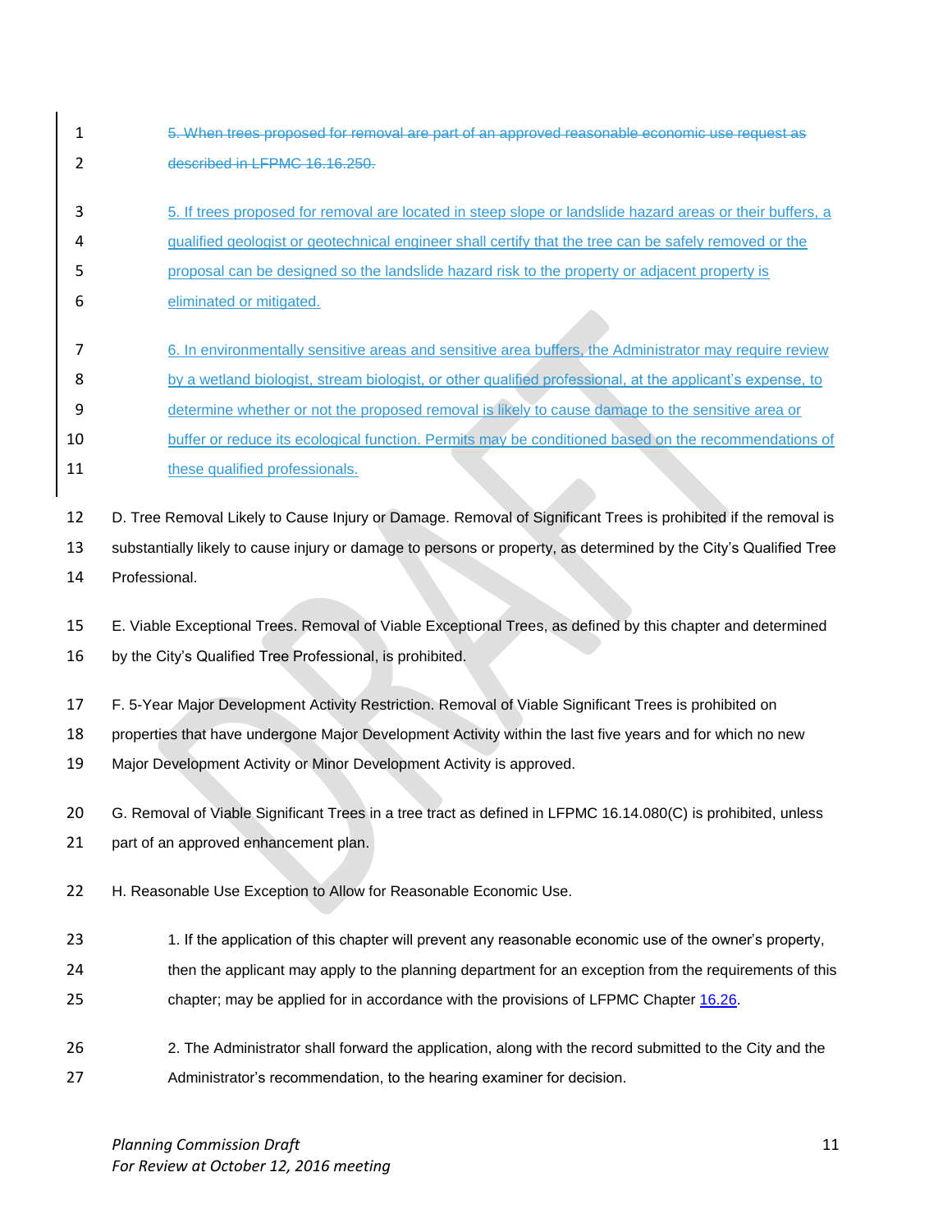~~5. When trees proposed for removal are part of an approved reasonable economic use request as described in LFPMC 16.16.250.~~

5. If trees proposed for removal are located in steep slope or landslide hazard areas or their buffers, a qualified geologist or geotechnical engineer shall certify that the tree can be safely removed or the proposal can be designed so the landslide hazard risk to the property or adjacent property is eliminated or mitigated.

6. In environmentally sensitive areas and sensitive area buffers, the Administrator may require review by a wetland biologist, stream biologist, or other qualified professional, at the applicant's expense, to determine whether or not the proposed removal is likely to cause damage to the sensitive area or buffer or reduce its ecological function. Permits may be conditioned based on the recommendations of these qualified professionals.

D. Tree Removal Likely to Cause Injury or Damage. Removal of Significant Trees is prohibited if the removal is substantially likely to cause injury or damage to persons or property, as determined by the City's Qualified Tree Professional.

E. Viable Exceptional Trees. Removal of Viable Exceptional Trees, as defined by this chapter and determined by the City's Qualified Tree Professional, is prohibited.

F. 5-Year Major Development Activity Restriction. Removal of Viable Significant Trees is prohibited on properties that have undergone Major Development Activity within the last five years and for which no new Major Development Activity or Minor Development Activity is approved.

G. Removal of Viable Significant Trees in a tree tract as defined in LFPMC 16.14.080(C) is prohibited, unless part of an approved enhancement plan.

H. Reasonable Use Exception to Allow for Reasonable Economic Use.

1. If the application of this chapter will prevent any reasonable economic use of the owner's property, then the applicant may apply to the planning department for an exception from the requirements of this chapter; may be applied for in accordance with the provisions of LFPMC Chapter 16.26.

2. The Administrator shall forward the application, along with the record submitted to the City and the Administrator's recommendation, to the hearing examiner for decision.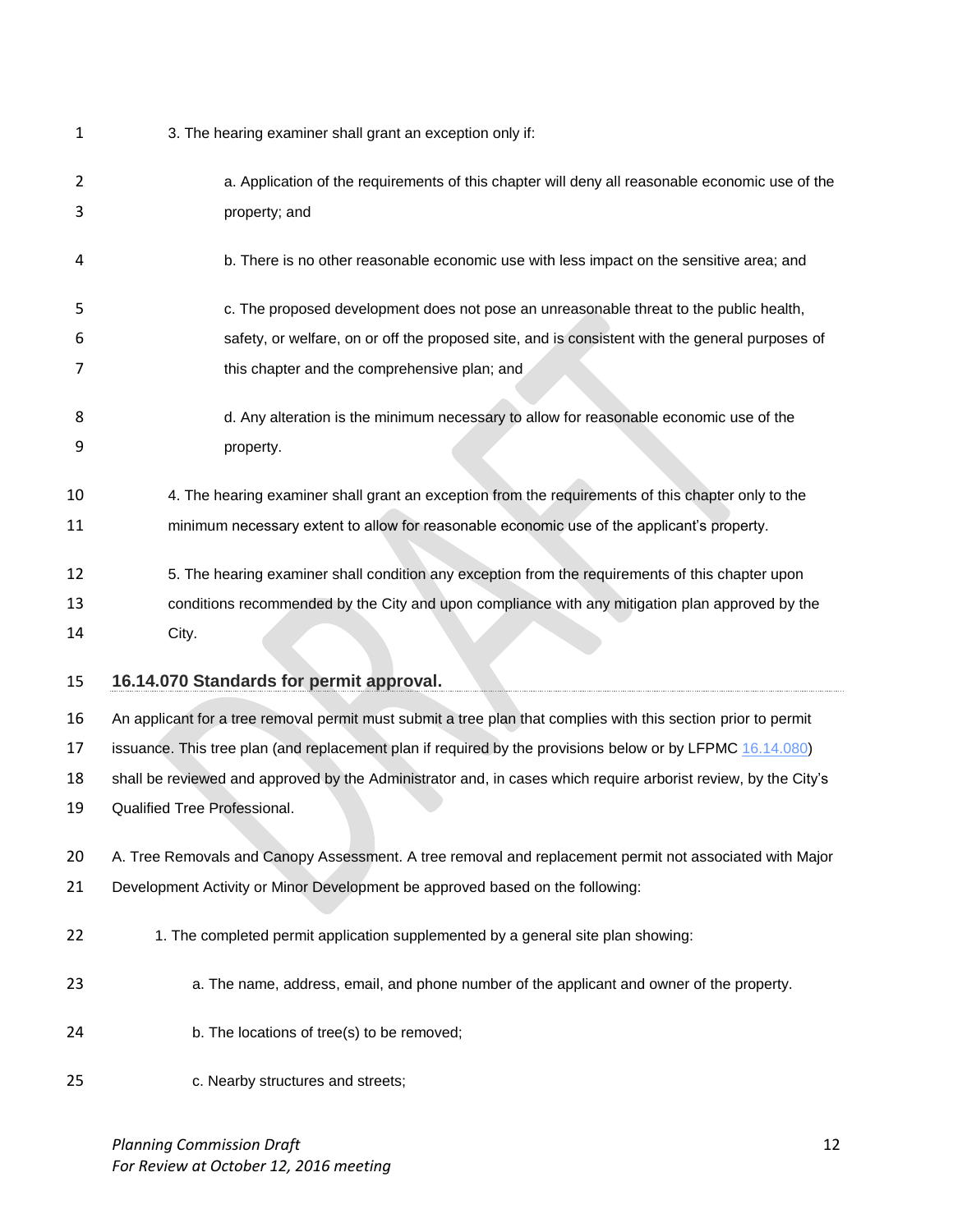3. The hearing examiner shall grant an exception only if:

a. Application of the requirements of this chapter will deny all reasonable economic use of the property; and

b. There is no other reasonable economic use with less impact on the sensitive area; and

c. The proposed development does not pose an unreasonable threat to the public health, safety, or welfare, on or off the proposed site, and is consistent with the general purposes of this chapter and the comprehensive plan; and

d. Any alteration is the minimum necessary to allow for reasonable economic use of the property.

4. The hearing examiner shall grant an exception from the requirements of this chapter only to the minimum necessary extent to allow for reasonable economic use of the applicant's property.

5. The hearing examiner shall condition any exception from the requirements of this chapter upon conditions recommended by the City and upon compliance with any mitigation plan approved by the City.

## 16.14.070 Standards for permit approval.

An applicant for a tree removal permit must submit a tree plan that complies with this section prior to permit issuance. This tree plan (and replacement plan if required by the provisions below or by LFPMC 16.14.080) shall be reviewed and approved by the Administrator and, in cases which require arborist review, by the City's Qualified Tree Professional.

A. Tree Removals and Canopy Assessment. A tree removal and replacement permit not associated with Major Development Activity or Minor Development be approved based on the following:

1. The completed permit application supplemented by a general site plan showing:

a. The name, address, email, and phone number of the applicant and owner of the property.

b. The locations of tree(s) to be removed;

c. Nearby structures and streets;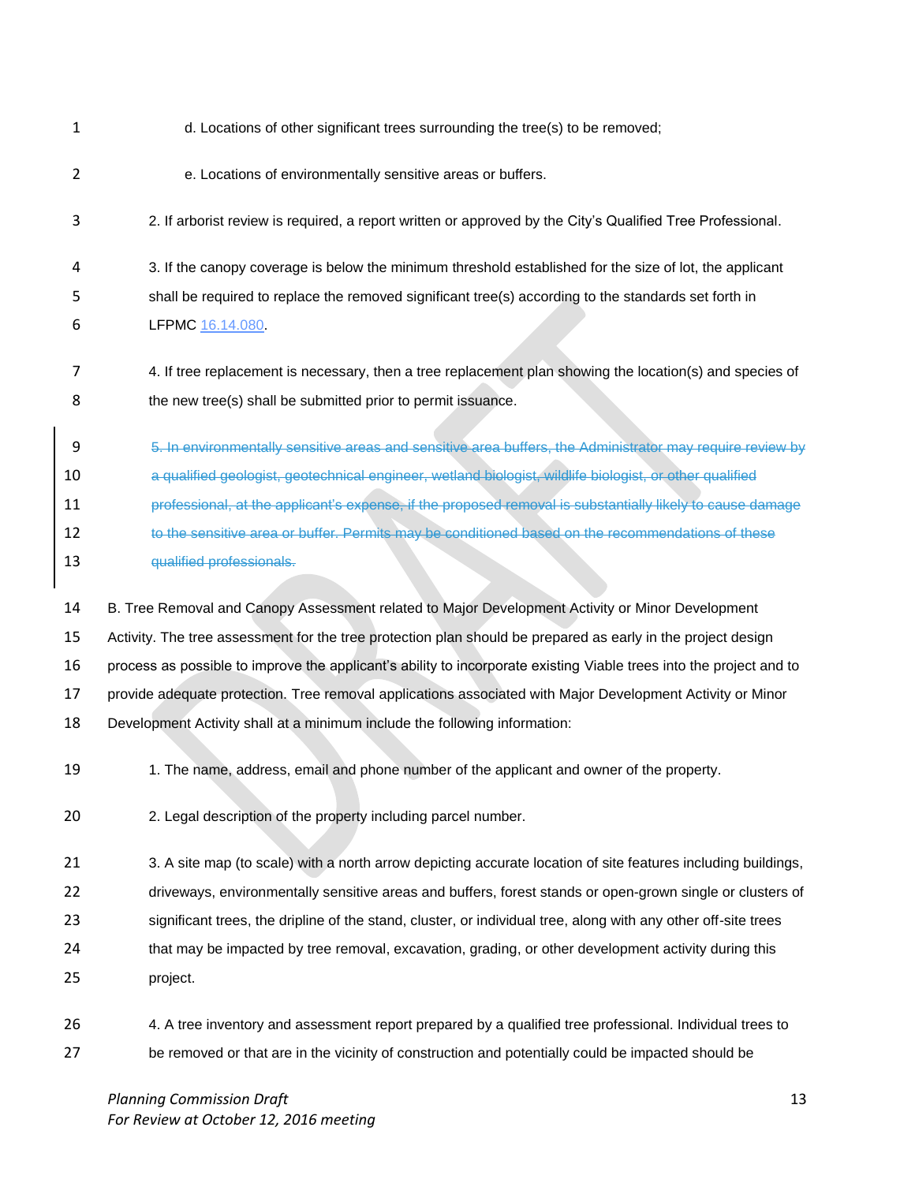d. Locations of other significant trees surrounding the tree(s) to be removed;

e. Locations of environmentally sensitive areas or buffers.

2. If arborist review is required, a report written or approved by the City's Qualified Tree Professional.

3. If the canopy coverage is below the minimum threshold established for the size of lot, the applicant shall be required to replace the removed significant tree(s) according to the standards set forth in LFPMC 16.14.080.

4. If tree replacement is necessary, then a tree replacement plan showing the location(s) and species of the new tree(s) shall be submitted prior to permit issuance.

~~5. In environmentally sensitive areas and sensitive area buffers, the Administrator may require review by a qualified geologist, geotechnical engineer, wetland biologist, wildlife biologist, or other qualified professional, at the applicant's expense, if the proposed removal is substantially likely to cause damage to the sensitive area or buffer. Permits may be conditioned based on the recommendations of these qualified professionals.~~

B. Tree Removal and Canopy Assessment related to Major Development Activity or Minor Development Activity. The tree assessment for the tree protection plan should be prepared as early in the project design process as possible to improve the applicant's ability to incorporate existing Viable trees into the project and to provide adequate protection. Tree removal applications associated with Major Development Activity or Minor Development Activity shall at a minimum include the following information:

1. The name, address, email and phone number of the applicant and owner of the property.

2. Legal description of the property including parcel number.

3. A site map (to scale) with a north arrow depicting accurate location of site features including buildings, driveways, environmentally sensitive areas and buffers, forest stands or open-grown single or clusters of significant trees, the dripline of the stand, cluster, or individual tree, along with any other off-site trees that may be impacted by tree removal, excavation, grading, or other development activity during this project.

4. A tree inventory and assessment report prepared by a qualified tree professional. Individual trees to be removed or that are in the vicinity of construction and potentially could be impacted should be

*Planning Commission Draft*
*For Review at October 12, 2016 meeting*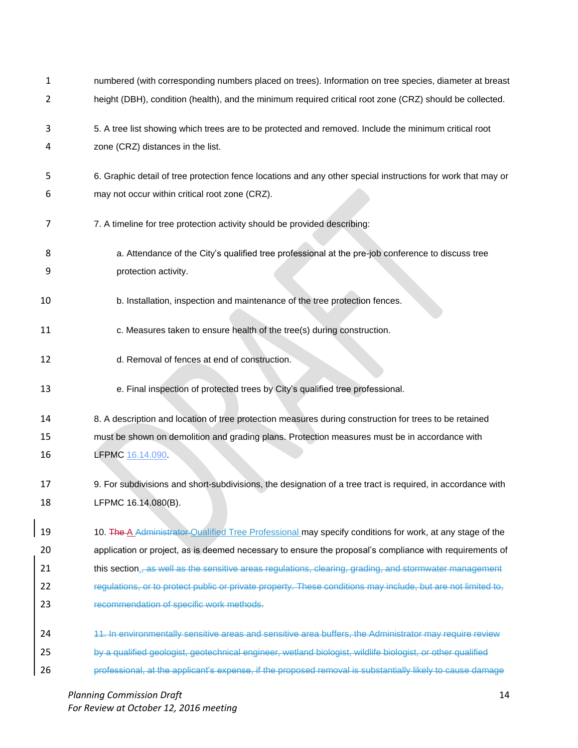numbered (with corresponding numbers placed on trees). Information on tree species, diameter at breast height (DBH), condition (health), and the minimum required critical root zone (CRZ) should be collected.

5. A tree list showing which trees are to be protected and removed. Include the minimum critical root zone (CRZ) distances in the list.

6. Graphic detail of tree protection fence locations and any other special instructions for work that may or may not occur within critical root zone (CRZ).

7. A timeline for tree protection activity should be provided describing:

   a. Attendance of the City's qualified tree professional at the pre-job conference to discuss tree protection activity.

   b. Installation, inspection and maintenance of the tree protection fences.

   c. Measures taken to ensure health of the tree(s) during construction.

   d. Removal of fences at end of construction.

   e. Final inspection of protected trees by City's qualified tree professional.

8. A description and location of tree protection measures during construction for trees to be retained must be shown on demolition and grading plans. Protection measures must be in accordance with LFPMC 16.14.090.

9. For subdivisions and short-subdivisions, the designation of a tree tract is required, in accordance with LFPMC 16.14.080(B).

10. ~~The~~ A ~~Administrator~~ Qualified Tree Professional may specify conditions for work, at any stage of the application or project, as is deemed necessary to ensure the proposal's compliance with requirements of this section. ~~, as well as the sensitive areas regulations, clearing, grading, and stormwater management regulations, or to protect public or private property. These conditions may include, but are not limited to, recommendation of specific work methods.~~

~~11. In environmentally sensitive areas and sensitive area buffers, the Administrator may require review by a qualified geologist, geotechnical engineer, wetland biologist, wildlife biologist, or other qualified professional, at the applicant's expense, if the proposed removal is substantially likely to cause damage~~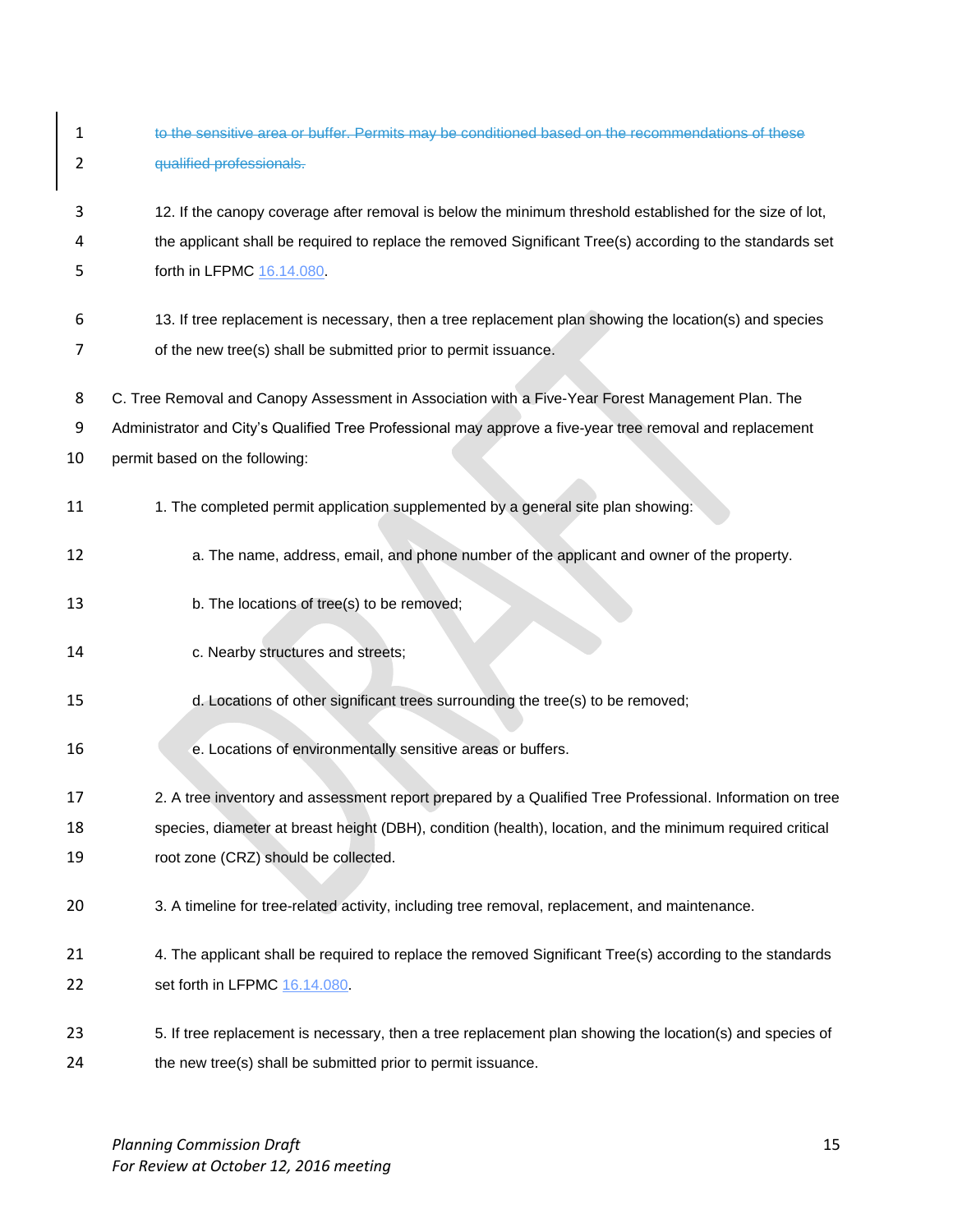~~to the sensitive area or buffer. Permits may be conditioned based on the recommendations of these qualified professionals.~~

12. If the canopy coverage after removal is below the minimum threshold established for the size of lot, the applicant shall be required to replace the removed Significant Tree(s) according to the standards set forth in LFPMC 16.14.080.

13. If tree replacement is necessary, then a tree replacement plan showing the location(s) and species of the new tree(s) shall be submitted prior to permit issuance.

C. Tree Removal and Canopy Assessment in Association with a Five-Year Forest Management Plan. The Administrator and City's Qualified Tree Professional may approve a five-year tree removal and replacement permit based on the following:

1. The completed permit application supplemented by a general site plan showing:

a. The name, address, email, and phone number of the applicant and owner of the property.

b. The locations of tree(s) to be removed;

c. Nearby structures and streets;

d. Locations of other significant trees surrounding the tree(s) to be removed;

e. Locations of environmentally sensitive areas or buffers.

2. A tree inventory and assessment report prepared by a Qualified Tree Professional. Information on tree species, diameter at breast height (DBH), condition (health), location, and the minimum required critical root zone (CRZ) should be collected.

3. A timeline for tree-related activity, including tree removal, replacement, and maintenance.

4. The applicant shall be required to replace the removed Significant Tree(s) according to the standards set forth in LFPMC 16.14.080.

5. If tree replacement is necessary, then a tree replacement plan showing the location(s) and species of the new tree(s) shall be submitted prior to permit issuance.

*Planning Commission Draft*
*For Review at October 12, 2016 meeting*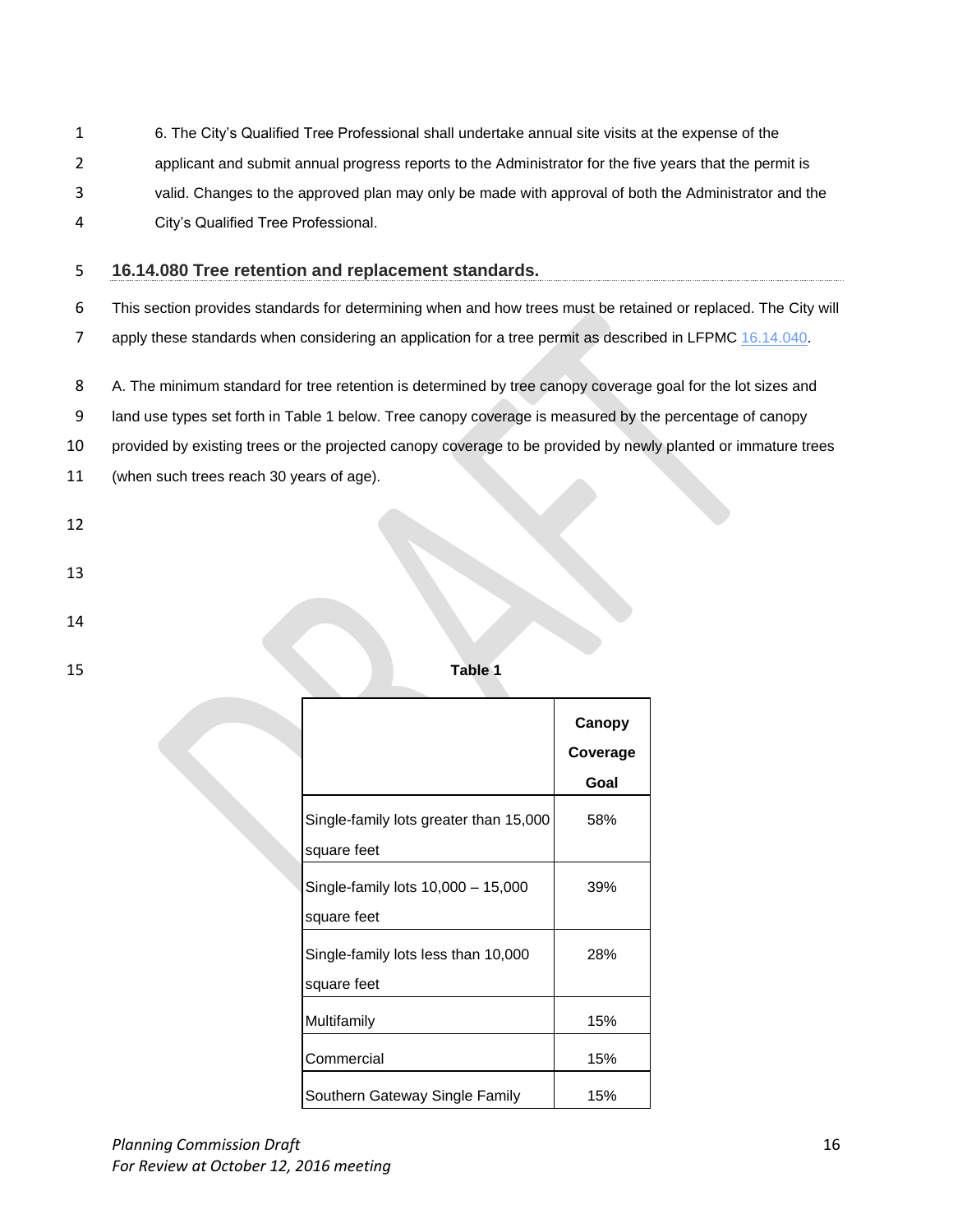6. The City's Qualified Tree Professional shall undertake annual site visits at the expense of the applicant and submit annual progress reports to the Administrator for the five years that the permit is valid. Changes to the approved plan may only be made with approval of both the Administrator and the City's Qualified Tree Professional.

## 16.14.080 Tree retention and replacement standards.

This section provides standards for determining when and how trees must be retained or replaced. The City will apply these standards when considering an application for a tree permit as described in LFPMC 16.14.040.

A. The minimum standard for tree retention is determined by tree canopy coverage goal for the lot sizes and land use types set forth in Table 1 below. Tree canopy coverage is measured by the percentage of canopy provided by existing trees or the projected canopy coverage to be provided by newly planted or immature trees (when such trees reach 30 years of age).

**Table 1**

| | Canopy Coverage Goal |
|---|---|
| Single-family lots greater than 15,000 square feet | 58% |
| Single-family lots 10,000 – 15,000 square feet | 39% |
| Single-family lots less than 10,000 square feet | 28% |
| Multifamily | 15% |
| Commercial | 15% |
| Southern Gateway Single Family | 15% |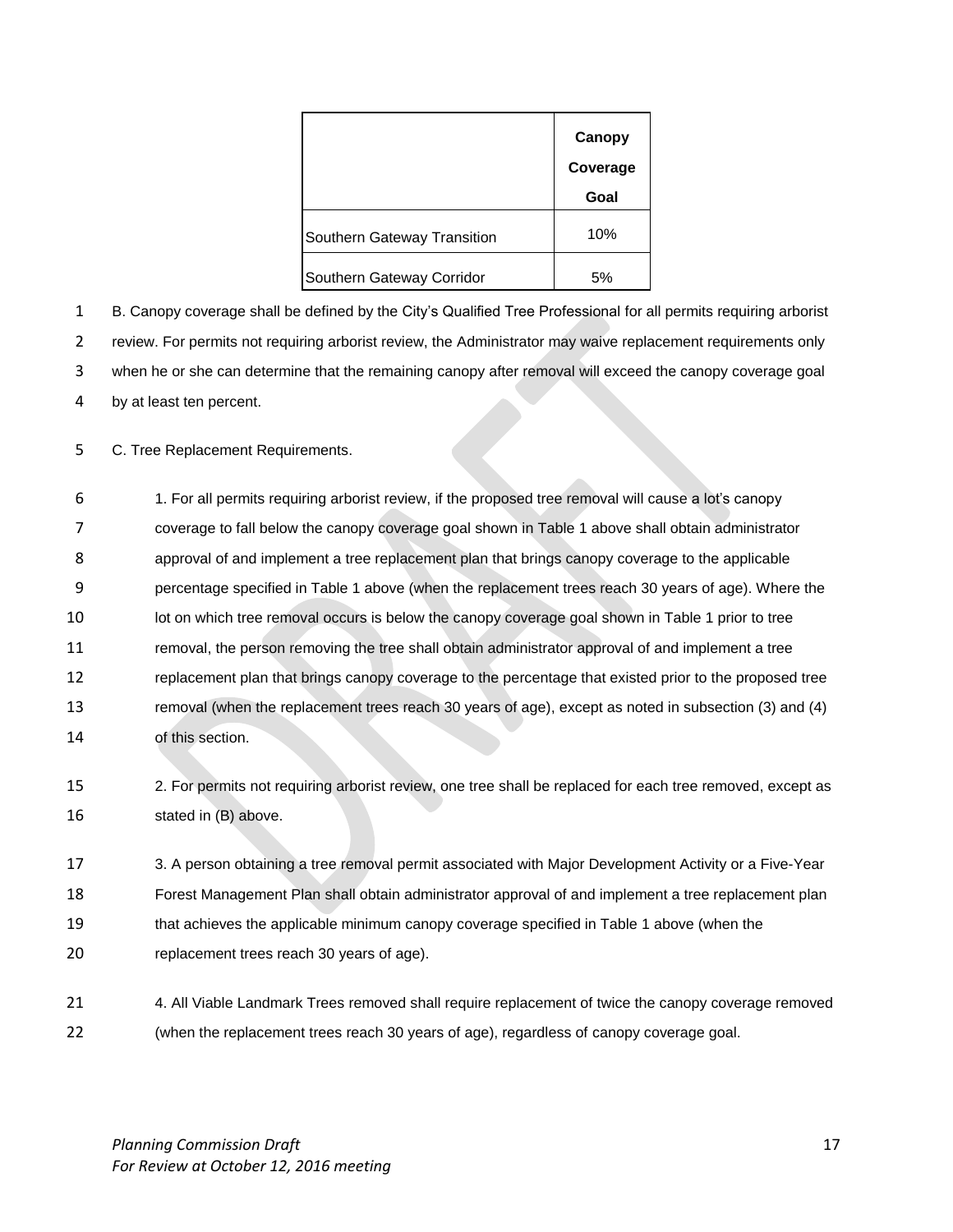| | Canopy Coverage Goal |
|---|---|
| Southern Gateway Transition | 10% |
| Southern Gateway Corridor | 5% |

B. Canopy coverage shall be defined by the City's Qualified Tree Professional for all permits requiring arborist review. For permits not requiring arborist review, the Administrator may waive replacement requirements only when he or she can determine that the remaining canopy after removal will exceed the canopy coverage goal by at least ten percent.

C. Tree Replacement Requirements.

1. For all permits requiring arborist review, if the proposed tree removal will cause a lot's canopy coverage to fall below the canopy coverage goal shown in Table 1 above shall obtain administrator approval of and implement a tree replacement plan that brings canopy coverage to the applicable percentage specified in Table 1 above (when the replacement trees reach 30 years of age). Where the lot on which tree removal occurs is below the canopy coverage goal shown in Table 1 prior to tree removal, the person removing the tree shall obtain administrator approval of and implement a tree replacement plan that brings canopy coverage to the percentage that existed prior to the proposed tree removal (when the replacement trees reach 30 years of age), except as noted in subsection (3) and (4) of this section.

2. For permits not requiring arborist review, one tree shall be replaced for each tree removed, except as stated in (B) above.

3. A person obtaining a tree removal permit associated with Major Development Activity or a Five-Year Forest Management Plan shall obtain administrator approval of and implement a tree replacement plan that achieves the applicable minimum canopy coverage specified in Table 1 above (when the replacement trees reach 30 years of age).

4. All Viable Landmark Trees removed shall require replacement of twice the canopy coverage removed (when the replacement trees reach 30 years of age), regardless of canopy coverage goal.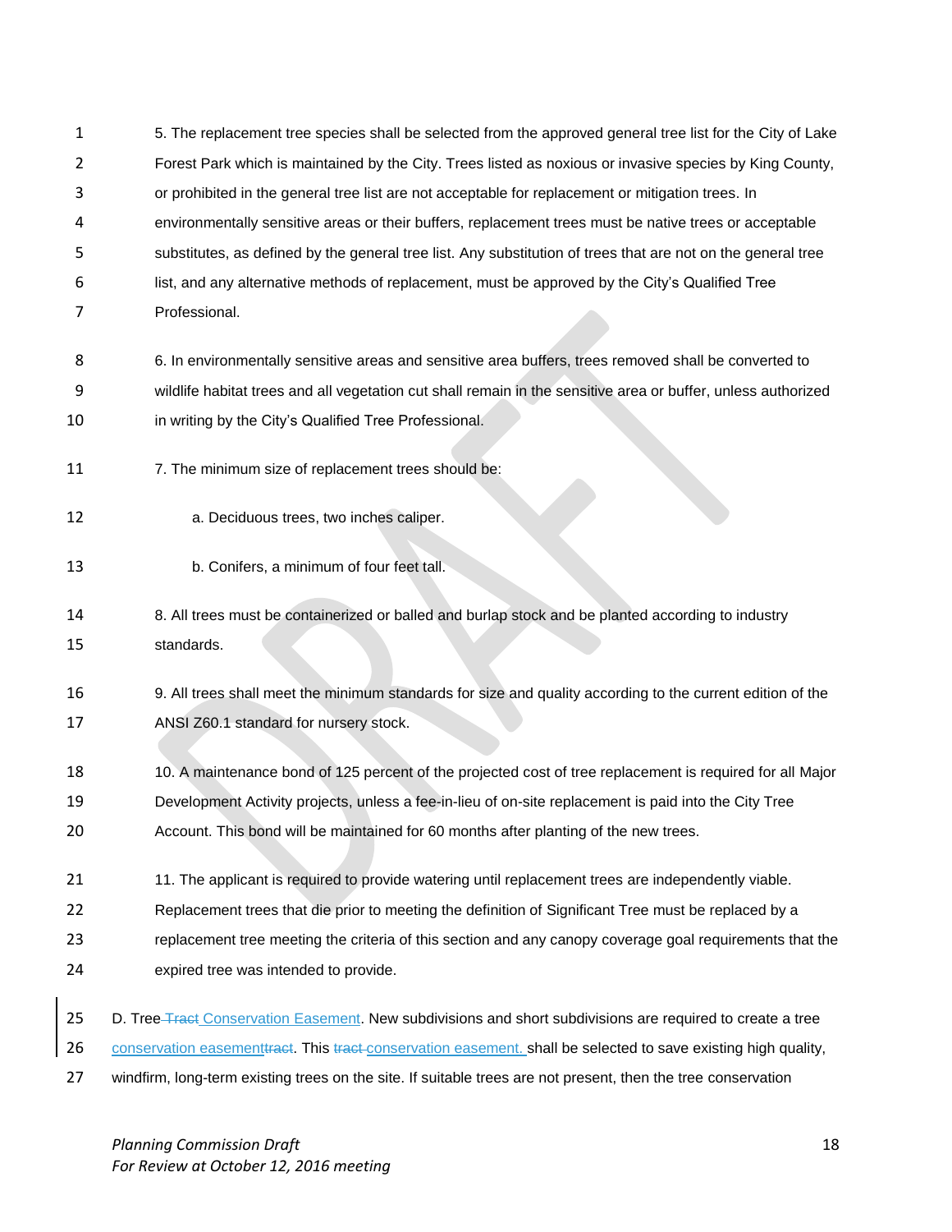5. The replacement tree species shall be selected from the approved general tree list for the City of Lake Forest Park which is maintained by the City. Trees listed as noxious or invasive species by King County, or prohibited in the general tree list are not acceptable for replacement or mitigation trees. In environmentally sensitive areas or their buffers, replacement trees must be native trees or acceptable substitutes, as defined by the general tree list. Any substitution of trees that are not on the general tree list, and any alternative methods of replacement, must be approved by the City's Qualified Tree Professional.

6. In environmentally sensitive areas and sensitive area buffers, trees removed shall be converted to wildlife habitat trees and all vegetation cut shall remain in the sensitive area or buffer, unless authorized in writing by the City's Qualified Tree Professional.

7. The minimum size of replacement trees should be:

a. Deciduous trees, two inches caliper.

b. Conifers, a minimum of four feet tall.

8. All trees must be containerized or balled and burlap stock and be planted according to industry standards.

9. All trees shall meet the minimum standards for size and quality according to the current edition of the ANSI Z60.1 standard for nursery stock.

10. A maintenance bond of 125 percent of the projected cost of tree replacement is required for all Major Development Activity projects, unless a fee-in-lieu of on-site replacement is paid into the City Tree Account. This bond will be maintained for 60 months after planting of the new trees.

11. The applicant is required to provide watering until replacement trees are independently viable. Replacement trees that die prior to meeting the definition of Significant Tree must be replaced by a replacement tree meeting the criteria of this section and any canopy coverage goal requirements that the expired tree was intended to provide.

D. Tree ~~Tract~~ Conservation Easement. New subdivisions and short subdivisions are required to create a tree conservation easement~~tract~~. This ~~tract~~ conservation easement. shall be selected to save existing high quality, windfirm, long-term existing trees on the site. If suitable trees are not present, then the tree conservation

*Planning Commission Draft*
*For Review at October 12, 2016 meeting*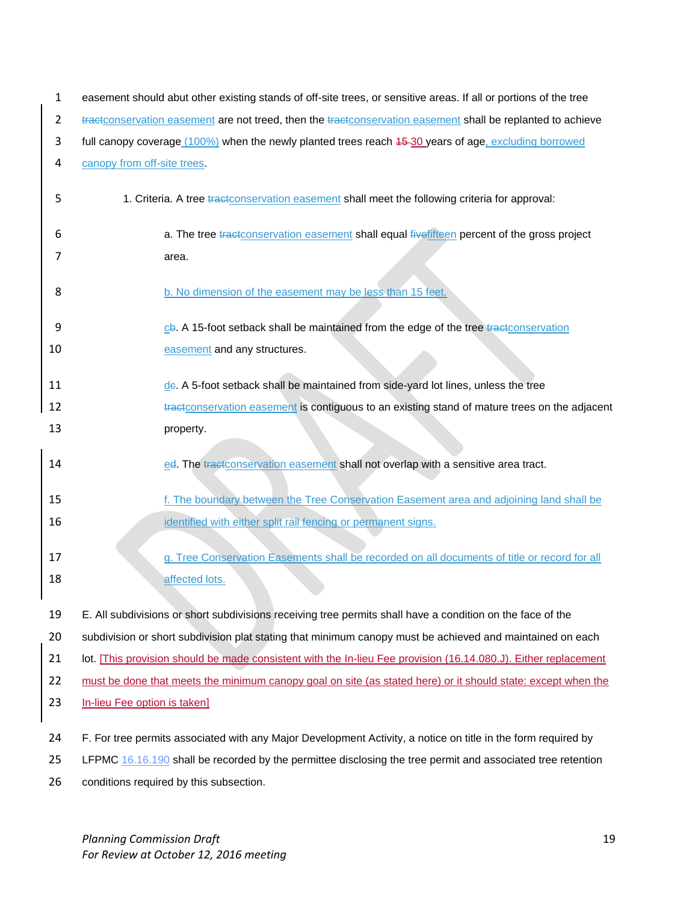easement should abut other existing stands of off-site trees, or sensitive areas. If all or portions of the tree ~~tract~~conservation easement are not treed, then the ~~tract~~conservation easement shall be replanted to achieve full canopy coverage (100%) when the newly planted trees reach ~~15~~ 30 years of age, excluding borrowed canopy from off-site trees.

1. Criteria. A tree ~~tract~~conservation easement shall meet the following criteria for approval:

   a. The tree ~~tract~~conservation easement shall equal ~~five~~fifteen percent of the gross project area.

   b. No dimension of the easement may be less than 15 feet.

   c~~b~~. A 15-foot setback shall be maintained from the edge of the tree ~~tract~~conservation easement and any structures.

   d~~c~~. A 5-foot setback shall be maintained from side-yard lot lines, unless the tree ~~tract~~conservation easement is contiguous to an existing stand of mature trees on the adjacent property.

   e~~d~~. The ~~tract~~conservation easement shall not overlap with a sensitive area tract.

   f. The boundary between the Tree Conservation Easement area and adjoining land shall be identified with either split rail fencing or permanent signs.

   g. Tree Conservation Easements shall be recorded on all documents of title or record for all affected lots.

E. All subdivisions or short subdivisions receiving tree permits shall have a condition on the face of the subdivision or short subdivision plat stating that minimum canopy must be achieved and maintained on each lot. [This provision should be made consistent with the In-lieu Fee provision (16.14.080.J). Either replacement must be done that meets the minimum canopy goal on site (as stated here) or it should state: except when the In-lieu Fee option is taken]

F. For tree permits associated with any Major Development Activity, a notice on title in the form required by LFPMC 16.16.190 shall be recorded by the permittee disclosing the tree permit and associated tree retention conditions required by this subsection.

*Planning Commission Draft*
*For Review at October 12, 2016 meeting*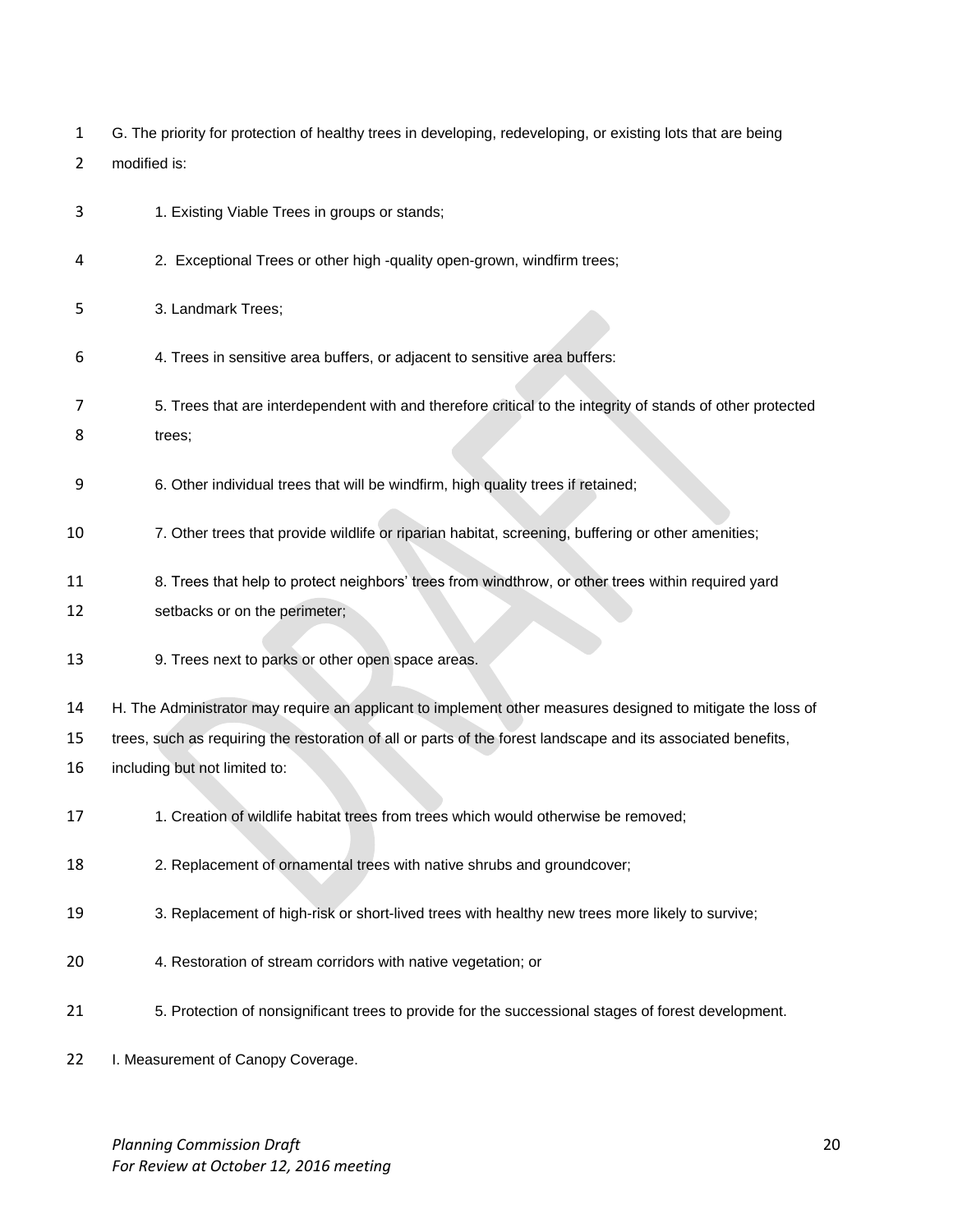G. The priority for protection of healthy trees in developing, redeveloping, or existing lots that are being modified is:

1. Existing Viable Trees in groups or stands;

2. Exceptional Trees or other high -quality open-grown, windfirm trees;

3. Landmark Trees;

4. Trees in sensitive area buffers, or adjacent to sensitive area buffers:

5. Trees that are interdependent with and therefore critical to the integrity of stands of other protected trees;

6. Other individual trees that will be windfirm, high quality trees if retained;

7. Other trees that provide wildlife or riparian habitat, screening, buffering or other amenities;

8. Trees that help to protect neighbors' trees from windthrow, or other trees within required yard setbacks or on the perimeter;

9. Trees next to parks or other open space areas.

H. The Administrator may require an applicant to implement other measures designed to mitigate the loss of trees, such as requiring the restoration of all or parts of the forest landscape and its associated benefits, including but not limited to:

1. Creation of wildlife habitat trees from trees which would otherwise be removed;

2. Replacement of ornamental trees with native shrubs and groundcover;

3. Replacement of high-risk or short-lived trees with healthy new trees more likely to survive;

4. Restoration of stream corridors with native vegetation; or

5. Protection of nonsignificant trees to provide for the successional stages of forest development.

I. Measurement of Canopy Coverage.

*Planning Commission Draft*
*For Review at October 12, 2016 meeting*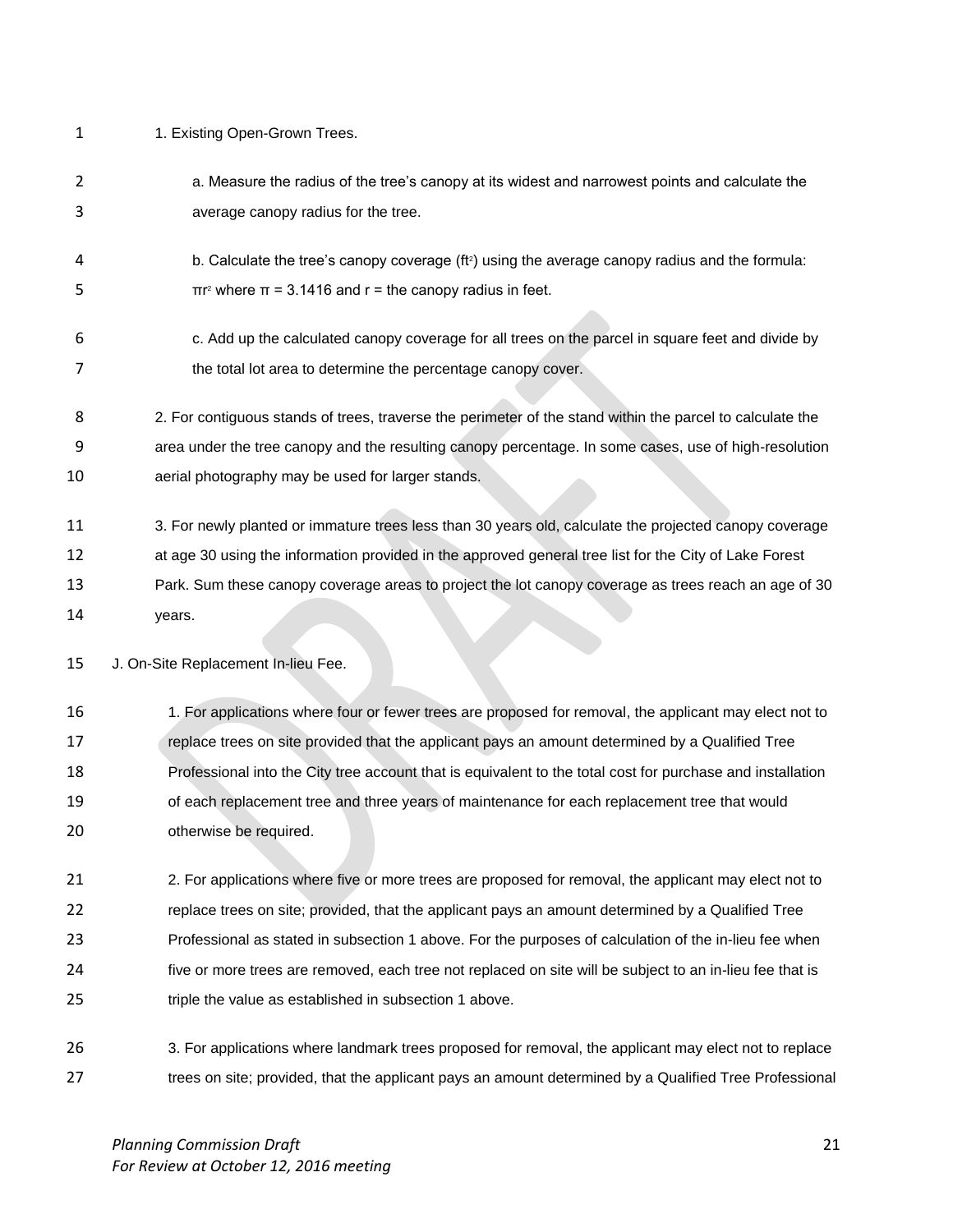1. Existing Open-Grown Trees.

    a. Measure the radius of the tree's canopy at its widest and narrowest points and calculate the average canopy radius for the tree.

    b. Calculate the tree's canopy coverage ($ft^2$) using the average canopy radius and the formula: $\pi r^2$ where $\pi = 3.1416$ and r = the canopy radius in feet.

    c. Add up the calculated canopy coverage for all trees on the parcel in square feet and divide by the total lot area to determine the percentage canopy cover.

2. For contiguous stands of trees, traverse the perimeter of the stand within the parcel to calculate the area under the tree canopy and the resulting canopy percentage. In some cases, use of high-resolution aerial photography may be used for larger stands.

3. For newly planted or immature trees less than 30 years old, calculate the projected canopy coverage at age 30 using the information provided in the approved general tree list for the City of Lake Forest Park. Sum these canopy coverage areas to project the lot canopy coverage as trees reach an age of 30 years.

J. On-Site Replacement In-lieu Fee.

1. For applications where four or fewer trees are proposed for removal, the applicant may elect not to replace trees on site provided that the applicant pays an amount determined by a Qualified Tree Professional into the City tree account that is equivalent to the total cost for purchase and installation of each replacement tree and three years of maintenance for each replacement tree that would otherwise be required.

2. For applications where five or more trees are proposed for removal, the applicant may elect not to replace trees on site; provided, that the applicant pays an amount determined by a Qualified Tree Professional as stated in subsection 1 above. For the purposes of calculation of the in-lieu fee when five or more trees are removed, each tree not replaced on site will be subject to an in-lieu fee that is triple the value as established in subsection 1 above.

3. For applications where landmark trees proposed for removal, the applicant may elect not to replace trees on site; provided, that the applicant pays an amount determined by a Qualified Tree Professional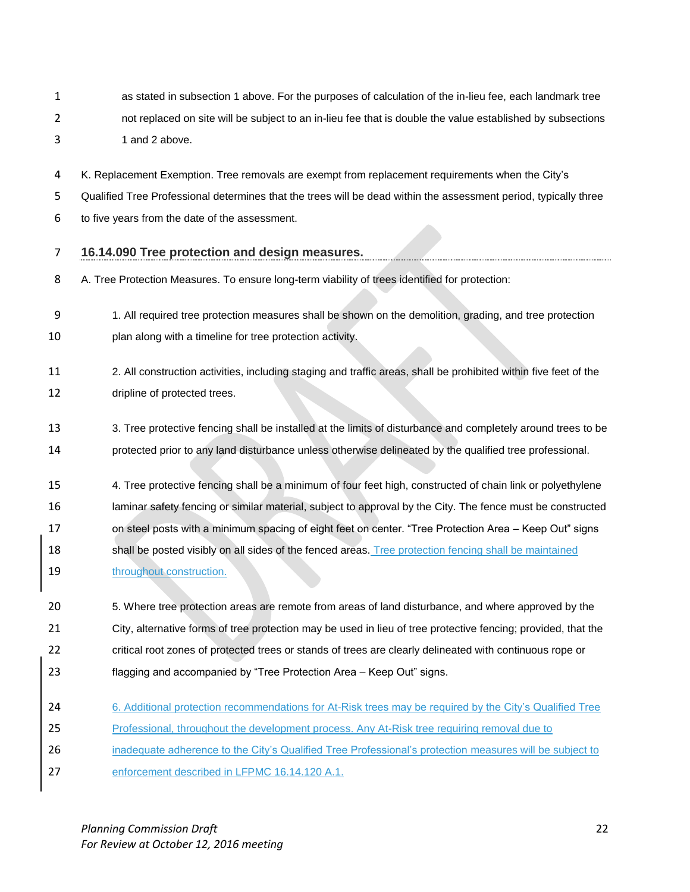as stated in subsection 1 above. For the purposes of calculation of the in-lieu fee, each landmark tree not replaced on site will be subject to an in-lieu fee that is double the value established by subsections 1 and 2 above.

K. Replacement Exemption. Tree removals are exempt from replacement requirements when the City's Qualified Tree Professional determines that the trees will be dead within the assessment period, typically three to five years from the date of the assessment.

## 16.14.090 Tree protection and design measures.

A. Tree Protection Measures. To ensure long-term viability of trees identified for protection:

1. All required tree protection measures shall be shown on the demolition, grading, and tree protection plan along with a timeline for tree protection activity.

2. All construction activities, including staging and traffic areas, shall be prohibited within five feet of the dripline of protected trees.

3. Tree protective fencing shall be installed at the limits of disturbance and completely around trees to be protected prior to any land disturbance unless otherwise delineated by the qualified tree professional.

4. Tree protective fencing shall be a minimum of four feet high, constructed of chain link or polyethylene laminar safety fencing or similar material, subject to approval by the City. The fence must be constructed on steel posts with a minimum spacing of eight feet on center. "Tree Protection Area – Keep Out" signs shall be posted visibly on all sides of the fenced areas. Tree protection fencing shall be maintained throughout construction.

5. Where tree protection areas are remote from areas of land disturbance, and where approved by the City, alternative forms of tree protection may be used in lieu of tree protective fencing; provided, that the critical root zones of protected trees or stands of trees are clearly delineated with continuous rope or flagging and accompanied by "Tree Protection Area – Keep Out" signs.

6. Additional protection recommendations for At-Risk trees may be required by the City's Qualified Tree Professional, throughout the development process. Any At-Risk tree requiring removal due to inadequate adherence to the City's Qualified Tree Professional's protection measures will be subject to enforcement described in LFPMC 16.14.120 A.1.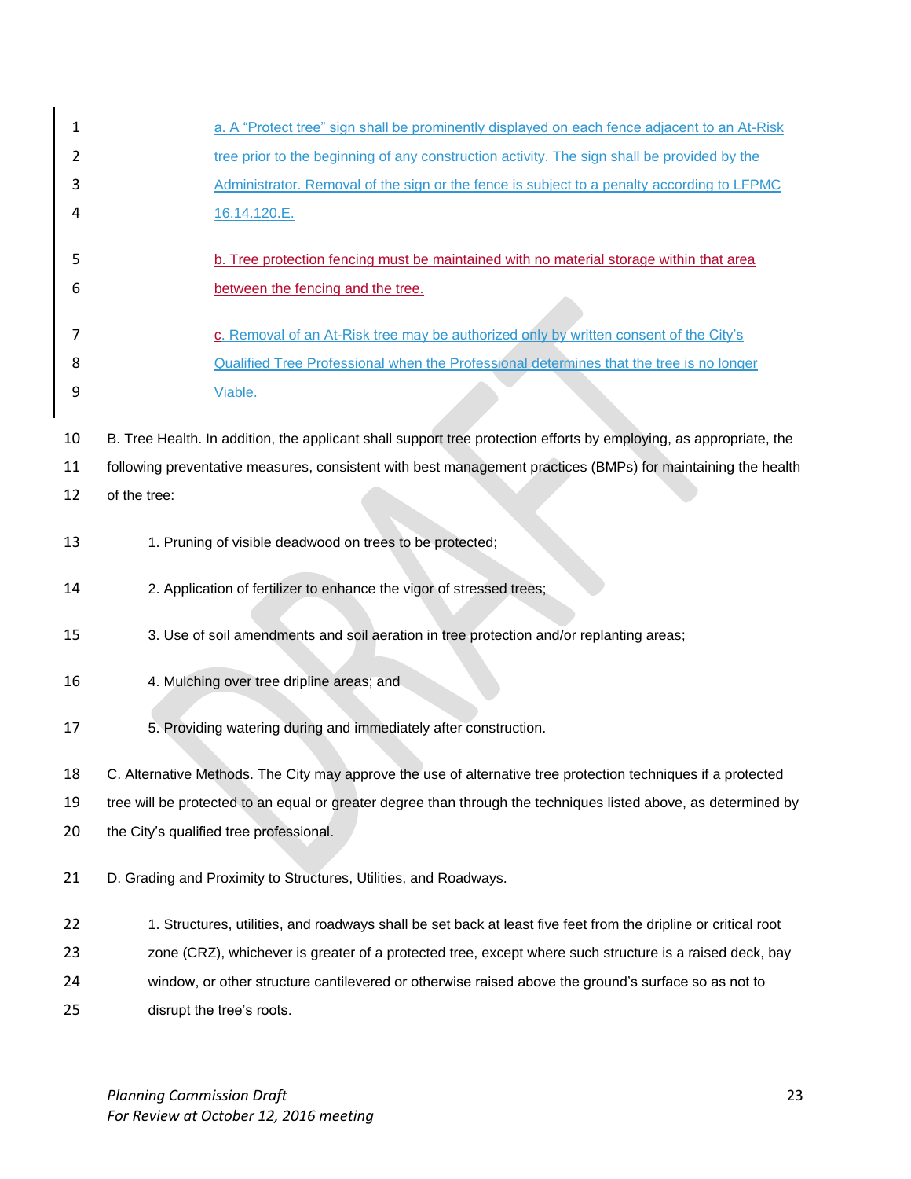a. A "Protect tree" sign shall be prominently displayed on each fence adjacent to an At-Risk tree prior to the beginning of any construction activity. The sign shall be provided by the Administrator. Removal of the sign or the fence is subject to a penalty according to LFPMC 16.14.120.E.

b. Tree protection fencing must be maintained with no material storage within that area between the fencing and the tree.

c. Removal of an At-Risk tree may be authorized only by written consent of the City's Qualified Tree Professional when the Professional determines that the tree is no longer Viable.

B. Tree Health. In addition, the applicant shall support tree protection efforts by employing, as appropriate, the following preventative measures, consistent with best management practices (BMPs) for maintaining the health of the tree:

1. Pruning of visible deadwood on trees to be protected;

2. Application of fertilizer to enhance the vigor of stressed trees;

3. Use of soil amendments and soil aeration in tree protection and/or replanting areas;

4. Mulching over tree dripline areas; and

5. Providing watering during and immediately after construction.

C. Alternative Methods. The City may approve the use of alternative tree protection techniques if a protected tree will be protected to an equal or greater degree than through the techniques listed above, as determined by the City's qualified tree professional.

D. Grading and Proximity to Structures, Utilities, and Roadways.

1. Structures, utilities, and roadways shall be set back at least five feet from the dripline or critical root zone (CRZ), whichever is greater of a protected tree, except where such structure is a raised deck, bay window, or other structure cantilevered or otherwise raised above the ground's surface so as not to disrupt the tree's roots.

*Planning Commission Draft*
*For Review at October 12, 2016 meeting*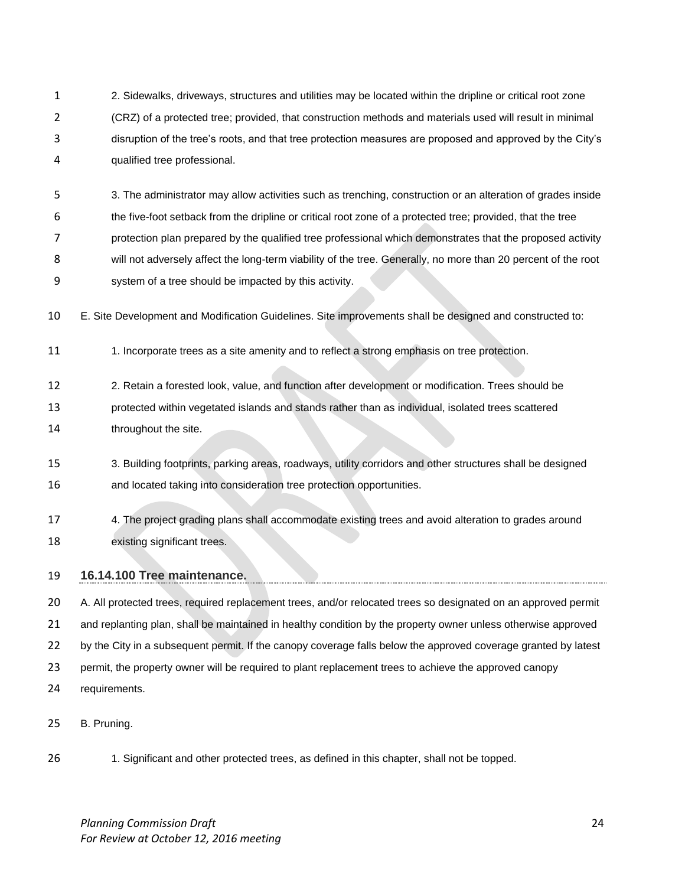2. Sidewalks, driveways, structures and utilities may be located within the dripline or critical root zone (CRZ) of a protected tree; provided, that construction methods and materials used will result in minimal disruption of the tree's roots, and that tree protection measures are proposed and approved by the City's qualified tree professional.

3. The administrator may allow activities such as trenching, construction or an alteration of grades inside the five-foot setback from the dripline or critical root zone of a protected tree; provided, that the tree protection plan prepared by the qualified tree professional which demonstrates that the proposed activity will not adversely affect the long-term viability of the tree. Generally, no more than 20 percent of the root system of a tree should be impacted by this activity.

E. Site Development and Modification Guidelines. Site improvements shall be designed and constructed to:

1. Incorporate trees as a site amenity and to reflect a strong emphasis on tree protection.

2. Retain a forested look, value, and function after development or modification. Trees should be protected within vegetated islands and stands rather than as individual, isolated trees scattered throughout the site.

3. Building footprints, parking areas, roadways, utility corridors and other structures shall be designed and located taking into consideration tree protection opportunities.

4. The project grading plans shall accommodate existing trees and avoid alteration to grades around existing significant trees.

## 16.14.100 Tree maintenance.

A. All protected trees, required replacement trees, and/or relocated trees so designated on an approved permit and replanting plan, shall be maintained in healthy condition by the property owner unless otherwise approved by the City in a subsequent permit. If the canopy coverage falls below the approved coverage granted by latest permit, the property owner will be required to plant replacement trees to achieve the approved canopy requirements.

B. Pruning.

1. Significant and other protected trees, as defined in this chapter, shall not be topped.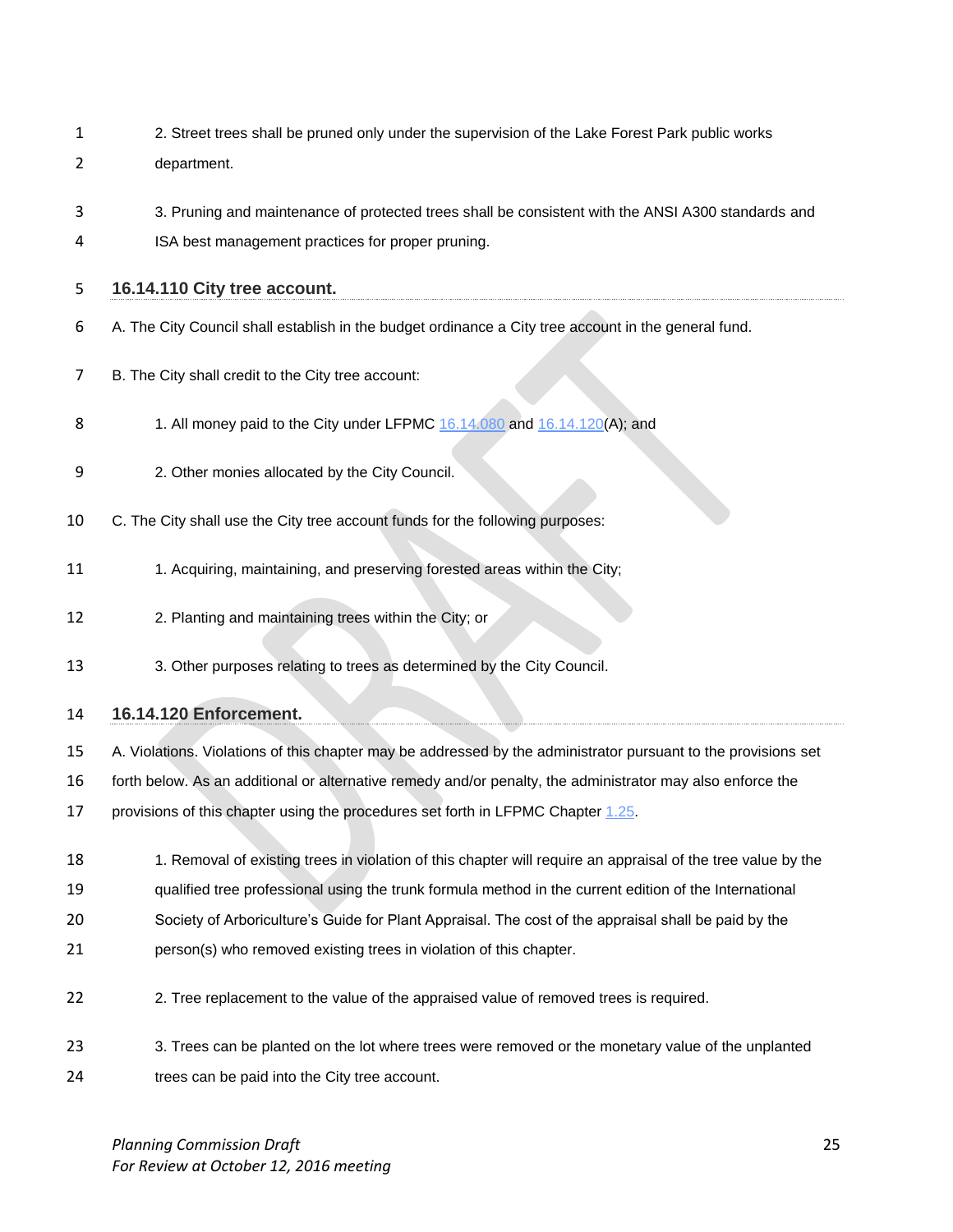2. Street trees shall be pruned only under the supervision of the Lake Forest Park public works department.

3. Pruning and maintenance of protected trees shall be consistent with the ANSI A300 standards and ISA best management practices for proper pruning.

### 16.14.110 City tree account.

A. The City Council shall establish in the budget ordinance a City tree account in the general fund.

B. The City shall credit to the City tree account:

1. All money paid to the City under LFPMC 16.14.080 and 16.14.120(A); and

2. Other monies allocated by the City Council.

C. The City shall use the City tree account funds for the following purposes:

1. Acquiring, maintaining, and preserving forested areas within the City;

2. Planting and maintaining trees within the City; or

3. Other purposes relating to trees as determined by the City Council.

### 16.14.120 Enforcement.

A. Violations. Violations of this chapter may be addressed by the administrator pursuant to the provisions set forth below. As an additional or alternative remedy and/or penalty, the administrator may also enforce the provisions of this chapter using the procedures set forth in LFPMC Chapter 1.25.

1. Removal of existing trees in violation of this chapter will require an appraisal of the tree value by the qualified tree professional using the trunk formula method in the current edition of the International Society of Arboriculture's Guide for Plant Appraisal. The cost of the appraisal shall be paid by the person(s) who removed existing trees in violation of this chapter.

2. Tree replacement to the value of the appraised value of removed trees is required.

3. Trees can be planted on the lot where trees were removed or the monetary value of the unplanted trees can be paid into the City tree account.

*Planning Commission Draft*
*For Review at October 12, 2016 meeting*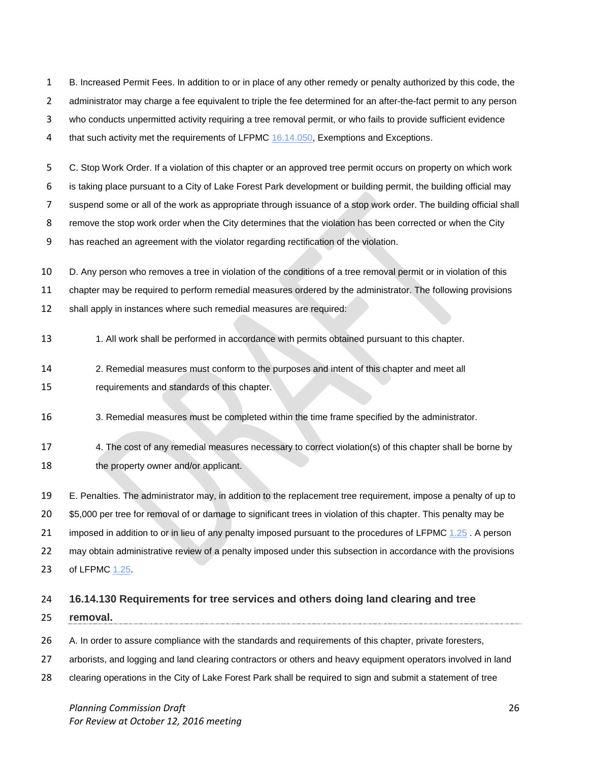B. Increased Permit Fees. In addition to or in place of any other remedy or penalty authorized by this code, the administrator may charge a fee equivalent to triple the fee determined for an after-the-fact permit to any person who conducts unpermitted activity requiring a tree removal permit, or who fails to provide sufficient evidence that such activity met the requirements of LFPMC 16.14.050, Exemptions and Exceptions.

C. Stop Work Order. If a violation of this chapter or an approved tree permit occurs on property on which work is taking place pursuant to a City of Lake Forest Park development or building permit, the building official may suspend some or all of the work as appropriate through issuance of a stop work order. The building official shall remove the stop work order when the City determines that the violation has been corrected or when the City has reached an agreement with the violator regarding rectification of the violation.

D. Any person who removes a tree in violation of the conditions of a tree removal permit or in violation of this chapter may be required to perform remedial measures ordered by the administrator. The following provisions shall apply in instances where such remedial measures are required:

1. All work shall be performed in accordance with permits obtained pursuant to this chapter.

2. Remedial measures must conform to the purposes and intent of this chapter and meet all requirements and standards of this chapter.

3. Remedial measures must be completed within the time frame specified by the administrator.

4. The cost of any remedial measures necessary to correct violation(s) of this chapter shall be borne by the property owner and/or applicant.

E. Penalties. The administrator may, in addition to the replacement tree requirement, impose a penalty of up to $5,000 per tree for removal of or damage to significant trees in violation of this chapter. This penalty may be imposed in addition to or in lieu of any penalty imposed pursuant to the procedures of LFPMC 1.25 . A person may obtain administrative review of a penalty imposed under this subsection in accordance with the provisions of LFPMC 1.25.

### 16.14.130 Requirements for tree services and others doing land clearing and tree removal.

A. In order to assure compliance with the standards and requirements of this chapter, private foresters, arborists, and logging and land clearing contractors or others and heavy equipment operators involved in land clearing operations in the City of Lake Forest Park shall be required to sign and submit a statement of tree

*Planning Commission Draft*
*For Review at October 12, 2016 meeting*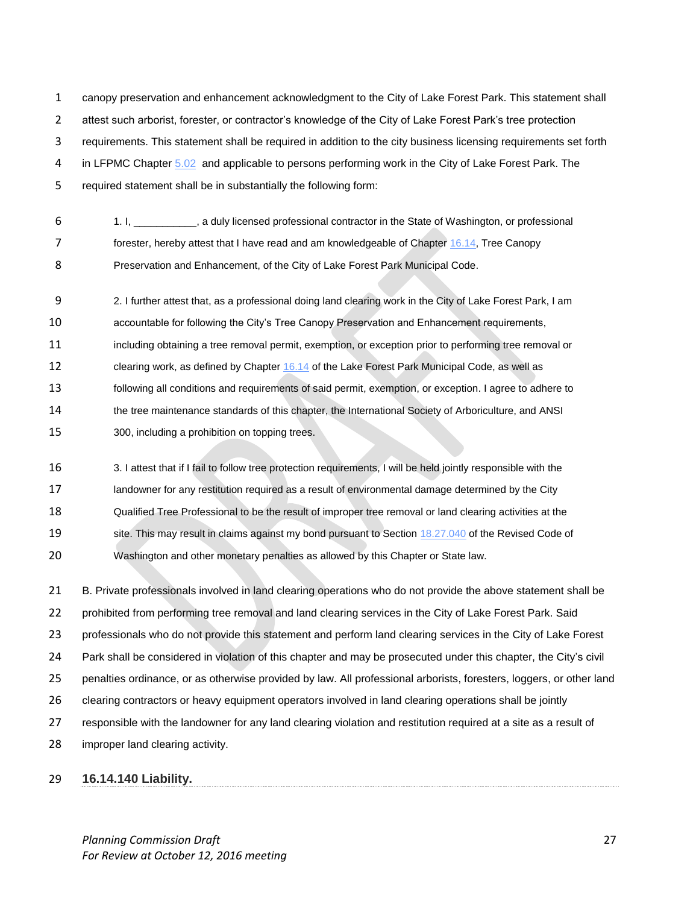canopy preservation and enhancement acknowledgment to the City of Lake Forest Park. This statement shall attest such arborist, forester, or contractor's knowledge of the City of Lake Forest Park's tree protection requirements. This statement shall be required in addition to the city business licensing requirements set forth in LFPMC Chapter 5.02 and applicable to persons performing work in the City of Lake Forest Park. The required statement shall be in substantially the following form:

> 1. I, ___________, a duly licensed professional contractor in the State of Washington, or professional forester, hereby attest that I have read and am knowledgeable of Chapter 16.14, Tree Canopy Preservation and Enhancement, of the City of Lake Forest Park Municipal Code.
>
> 2. I further attest that, as a professional doing land clearing work in the City of Lake Forest Park, I am accountable for following the City's Tree Canopy Preservation and Enhancement requirements, including obtaining a tree removal permit, exemption, or exception prior to performing tree removal or clearing work, as defined by Chapter 16.14 of the Lake Forest Park Municipal Code, as well as following all conditions and requirements of said permit, exemption, or exception. I agree to adhere to the tree maintenance standards of this chapter, the International Society of Arboriculture, and ANSI 300, including a prohibition on topping trees.
>
> 3. I attest that if I fail to follow tree protection requirements, I will be held jointly responsible with the landowner for any restitution required as a result of environmental damage determined by the City Qualified Tree Professional to be the result of improper tree removal or land clearing activities at the site. This may result in claims against my bond pursuant to Section 18.27.040 of the Revised Code of Washington and other monetary penalties as allowed by this Chapter or State law.

B. Private professionals involved in land clearing operations who do not provide the above statement shall be prohibited from performing tree removal and land clearing services in the City of Lake Forest Park. Said professionals who do not provide this statement and perform land clearing services in the City of Lake Forest Park shall be considered in violation of this chapter and may be prosecuted under this chapter, the City's civil penalties ordinance, or as otherwise provided by law. All professional arborists, foresters, loggers, or other land clearing contractors or heavy equipment operators involved in land clearing operations shall be jointly responsible with the landowner for any land clearing violation and restitution required at a site as a result of improper land clearing activity.

### 16.14.140 Liability.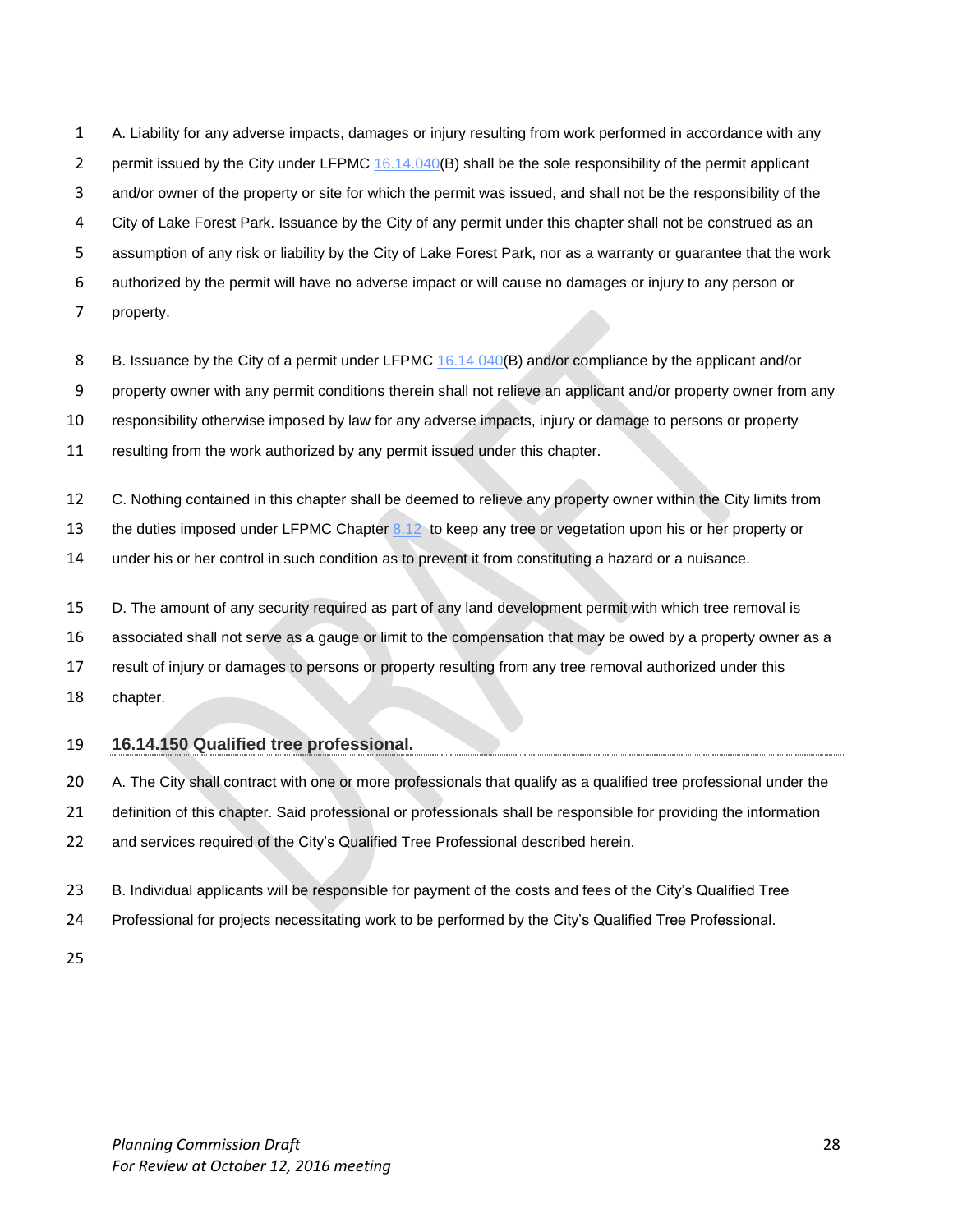A. Liability for any adverse impacts, damages or injury resulting from work performed in accordance with any permit issued by the City under LFPMC 16.14.040(B) shall be the sole responsibility of the permit applicant and/or owner of the property or site for which the permit was issued, and shall not be the responsibility of the City of Lake Forest Park. Issuance by the City of any permit under this chapter shall not be construed as an assumption of any risk or liability by the City of Lake Forest Park, nor as a warranty or guarantee that the work authorized by the permit will have no adverse impact or will cause no damages or injury to any person or property.

B. Issuance by the City of a permit under LFPMC 16.14.040(B) and/or compliance by the applicant and/or property owner with any permit conditions therein shall not relieve an applicant and/or property owner from any responsibility otherwise imposed by law for any adverse impacts, injury or damage to persons or property resulting from the work authorized by any permit issued under this chapter.

C. Nothing contained in this chapter shall be deemed to relieve any property owner within the City limits from the duties imposed under LFPMC Chapter 8.12 to keep any tree or vegetation upon his or her property or under his or her control in such condition as to prevent it from constituting a hazard or a nuisance.

D. The amount of any security required as part of any land development permit with which tree removal is associated shall not serve as a gauge or limit to the compensation that may be owed by a property owner as a result of injury or damages to persons or property resulting from any tree removal authorized under this chapter.

## 16.14.150 Qualified tree professional.

A. The City shall contract with one or more professionals that qualify as a qualified tree professional under the definition of this chapter. Said professional or professionals shall be responsible for providing the information and services required of the City's Qualified Tree Professional described herein.

B. Individual applicants will be responsible for payment of the costs and fees of the City's Qualified Tree Professional for projects necessitating work to be performed by the City's Qualified Tree Professional.

*Planning Commission Draft*
*For Review at October 12, 2016 meeting*